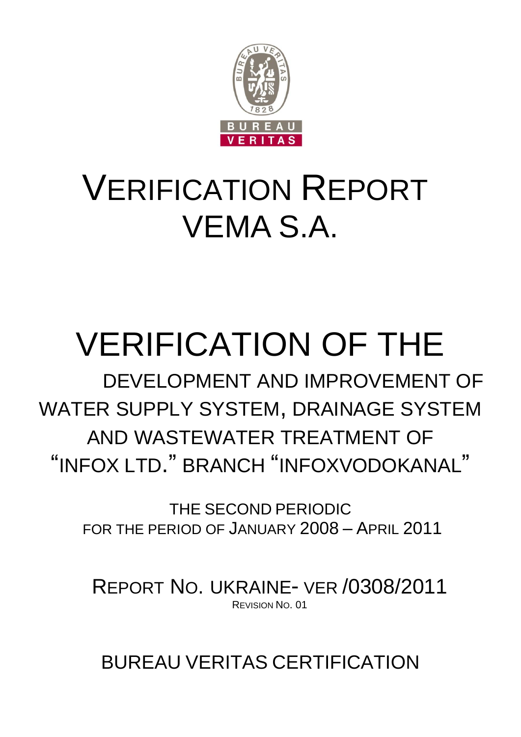# VERIFICATION REPORT VEMA S.A.

# VERIFICATION OF THE

## DEVELOPMENT AND IMPROVEMENT OF WATER SUPPLY SYSTEM, DRAINAGE SYSTEM AND WASTEWATER TREATMENT OF "INFOX LTD." BRANCH "INFOXVODOKANAL"

THE SECOND PERIODIC
FOR THE PERIOD OF JANUARY 2008 – APRIL 2011

REPORT NO. UKRAINE- VER /0308/2011
REVISION NO. 01

BUREAU VERITAS CERTIFICATION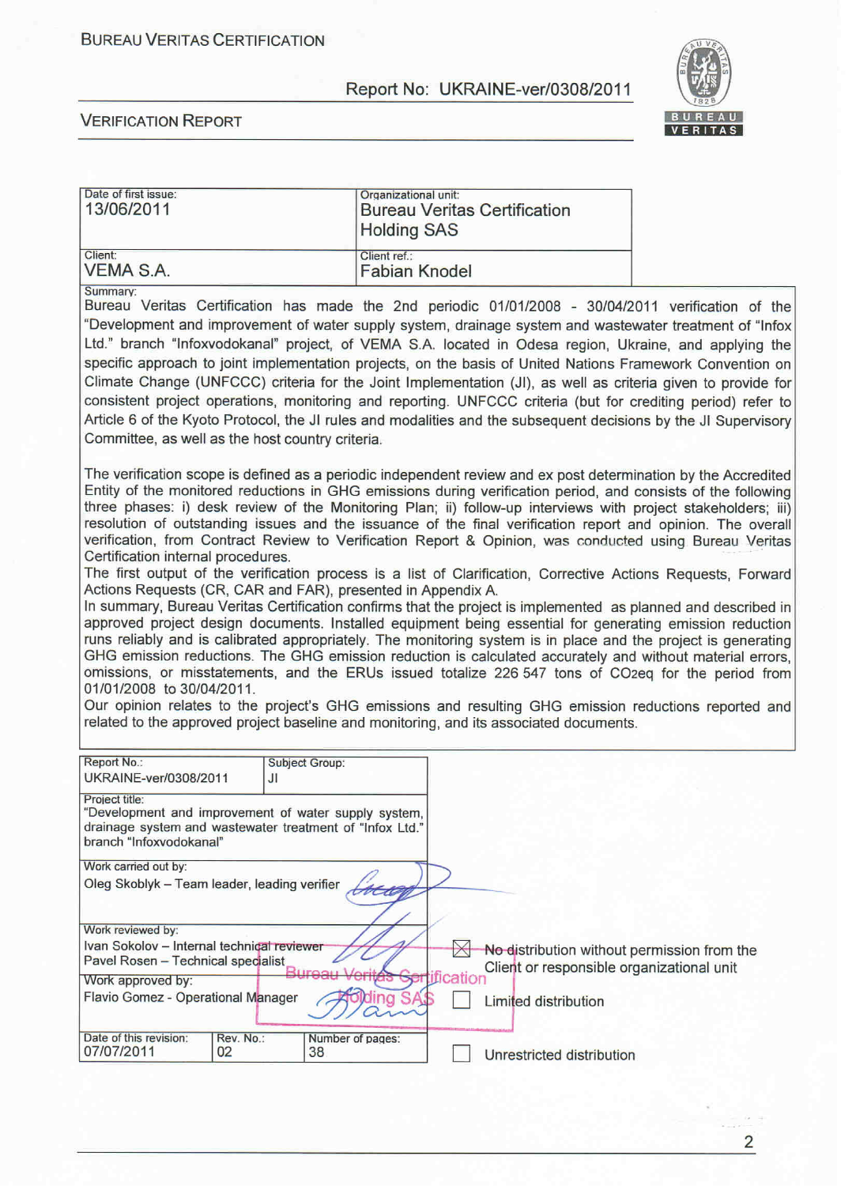BUREAU VERITAS CERTIFICATION

Report No: UKRAINE-ver/0308/2011

VERIFICATION REPORT

| Date of first issue: 13/06/2011 | Organizational unit: Bureau Veritas Certification Holding SAS |
|---|---|
| Client: VEMA S.A. | Client ref.: Fabian Knodel |

Summary:

Bureau Veritas Certification has made the 2nd periodic 01/01/2008 - 30/04/2011 verification of the "Development and improvement of water supply system, drainage system and wastewater treatment of "Infox Ltd." branch "Infoxvodokanal" project, of VEMA S.A. located in Odesa region, Ukraine, and applying the specific approach to joint implementation projects, on the basis of United Nations Framework Convention on Climate Change (UNFCCC) criteria for the Joint Implementation (JI), as well as criteria given to provide for consistent project operations, monitoring and reporting. UNFCCC criteria (but for crediting period) refer to Article 6 of the Kyoto Protocol, the JI rules and modalities and the subsequent decisions by the JI Supervisory Committee, as well as the host country criteria.

The verification scope is defined as a periodic independent review and ex post determination by the Accredited Entity of the monitored reductions in GHG emissions during verification period, and consists of the following three phases: i) desk review of the Monitoring Plan; ii) follow-up interviews with project stakeholders; iii) resolution of outstanding issues and the issuance of the final verification report and opinion. The overall verification, from Contract Review to Verification Report & Opinion, was conducted using Bureau Veritas Certification internal procedures.

The first output of the verification process is a list of Clarification, Corrective Actions Requests, Forward Actions Requests (CR, CAR and FAR), presented in Appendix A.

In summary, Bureau Veritas Certification confirms that the project is implemented as planned and described in approved project design documents. Installed equipment being essential for generating emission reduction runs reliably and is calibrated appropriately. The monitoring system is in place and the project is generating GHG emission reductions. The GHG emission reduction is calculated accurately and without material errors, omissions, or misstatements, and the ERUs issued totalize 226 547 tons of $CO_2eq$ for the period from 01/01/2008 to 30/04/2011.

Our opinion relates to the project's GHG emissions and resulting GHG emission reductions reported and related to the approved project baseline and monitoring, and its associated documents.

| Report No.: UKRAINE-ver/0308/2011 | Subject Group: JI | |
|---|---|---|
| Project title: "Development and improvement of water supply system, drainage system and wastewater treatment of "Infox Ltd." branch "Infoxvodokanal" | | |
| Work carried out by: Oleg Skoblyk – Team leader, leading verifier | | |
| Work reviewed by: Ivan Sokolov – Internal technical reviewer; Pavel Rosen – Technical specialist | | |
| Work approved by: Flavio Gomez - Operational Manager | | |
| Date of this revision: 07/07/2011 | Rev. No.: 02 | Number of pages: 38 |

- [x] No distribution without permission from the Client or responsible organizational unit
- [ ] Limited distribution
- [ ] Unrestricted distribution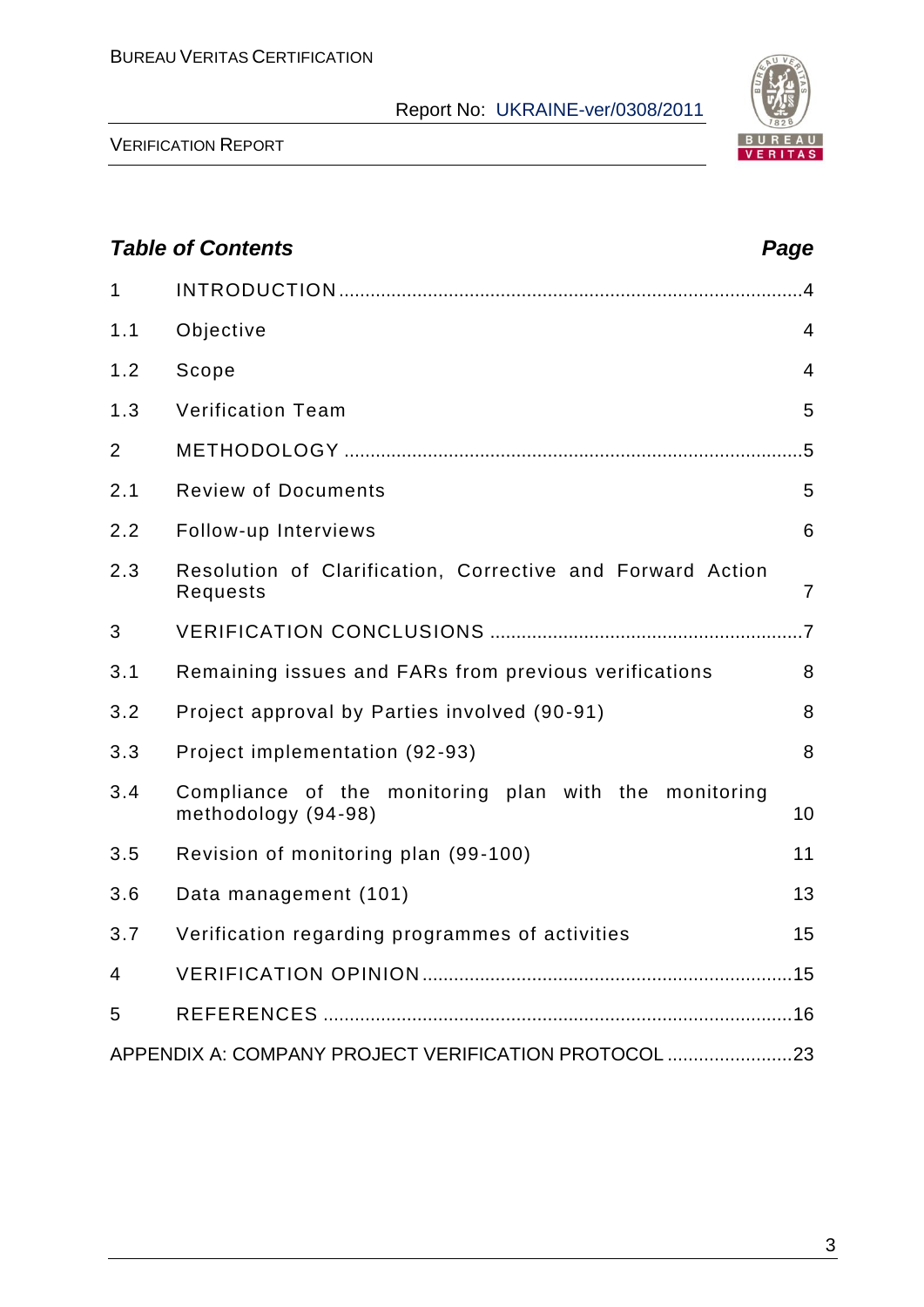## Table of Contents

| | | Page |
|---|---|---|
| 1 | INTRODUCTION | 4 |
| 1.1 | Objective | 4 |
| 1.2 | Scope | 4 |
| 1.3 | Verification Team | 5 |
| 2 | METHODOLOGY | 5 |
| 2.1 | Review of Documents | 5 |
| 2.2 | Follow-up Interviews | 6 |
| 2.3 | Resolution of Clarification, Corrective and Forward Action Requests | 7 |
| 3 | VERIFICATION CONCLUSIONS | 7 |
| 3.1 | Remaining issues and FARs from previous verifications | 8 |
| 3.2 | Project approval by Parties involved (90-91) | 8 |
| 3.3 | Project implementation (92-93) | 8 |
| 3.4 | Compliance of the monitoring plan with the monitoring methodology (94-98) | 10 |
| 3.5 | Revision of monitoring plan (99-100) | 11 |
| 3.6 | Data management (101) | 13 |
| 3.7 | Verification regarding programmes of activities | 15 |
| 4 | VERIFICATION OPINION | 15 |
| 5 | REFERENCES | 16 |
| | APPENDIX A: COMPANY PROJECT VERIFICATION PROTOCOL | 23 |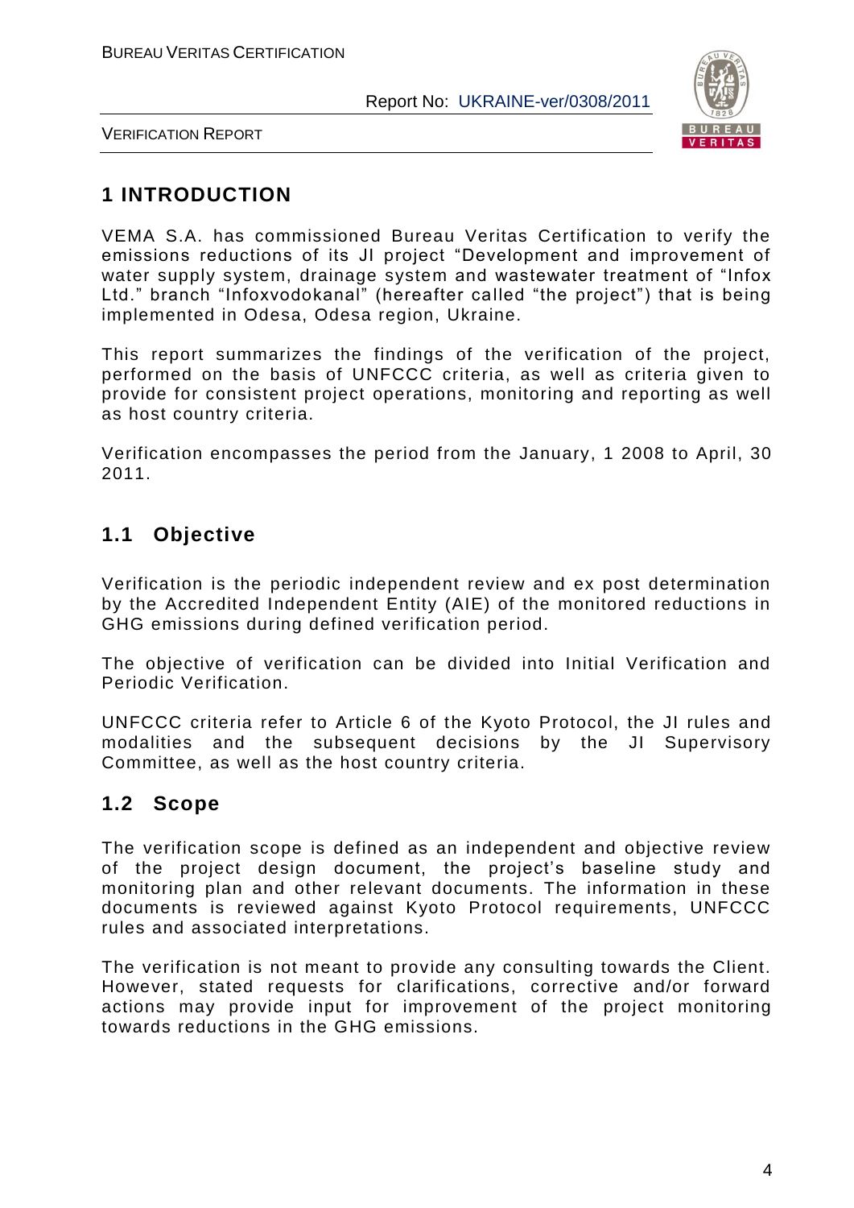# 1 INTRODUCTION

VEMA S.A. has commissioned Bureau Veritas Certification to verify the emissions reductions of its JI project "Development and improvement of water supply system, drainage system and wastewater treatment of "Infox Ltd." branch "Infoxvodokanal" (hereafter called "the project") that is being implemented in Odesa, Odesa region, Ukraine.

This report summarizes the findings of the verification of the project, performed on the basis of UNFCCC criteria, as well as criteria given to provide for consistent project operations, monitoring and reporting as well as host country criteria.

Verification encompasses the period from the January, 1 2008 to April, 30 2011.

## 1.1 Objective

Verification is the periodic independent review and ex post determination by the Accredited Independent Entity (AIE) of the monitored reductions in GHG emissions during defined verification period.

The objective of verification can be divided into Initial Verification and Periodic Verification.

UNFCCC criteria refer to Article 6 of the Kyoto Protocol, the JI rules and modalities and the subsequent decisions by the JI Supervisory Committee, as well as the host country criteria.

## 1.2 Scope

The verification scope is defined as an independent and objective review of the project design document, the project's baseline study and monitoring plan and other relevant documents. The information in these documents is reviewed against Kyoto Protocol requirements, UNFCCC rules and associated interpretations.

The verification is not meant to provide any consulting towards the Client. However, stated requests for clarifications, corrective and/or forward actions may provide input for improvement of the project monitoring towards reductions in the GHG emissions.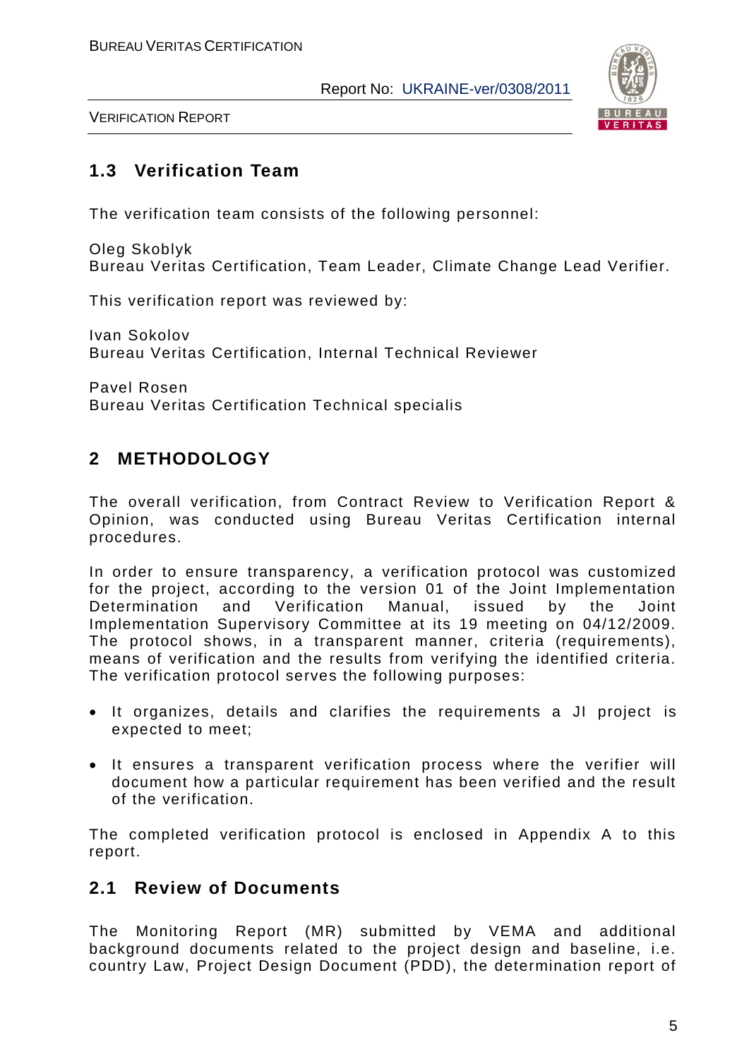## 1.3 Verification Team

The verification team consists of the following personnel:

Oleg Skoblyk
Bureau Veritas Certification, Team Leader, Climate Change Lead Verifier.

This verification report was reviewed by:

Ivan Sokolov
Bureau Veritas Certification, Internal Technical Reviewer

Pavel Rosen
Bureau Veritas Certification Technical specialis

# 2 METHODOLOGY

The overall verification, from Contract Review to Verification Report & Opinion, was conducted using Bureau Veritas Certification internal procedures.

In order to ensure transparency, a verification protocol was customized for the project, according to the version 01 of the Joint Implementation Determination and Verification Manual, issued by the Joint Implementation Supervisory Committee at its 19 meeting on 04/12/2009. The protocol shows, in a transparent manner, criteria (requirements), means of verification and the results from verifying the identified criteria. The verification protocol serves the following purposes:

- It organizes, details and clarifies the requirements a JI project is expected to meet;
- It ensures a transparent verification process where the verifier will document how a particular requirement has been verified and the result of the verification.

The completed verification protocol is enclosed in Appendix A to this report.

## 2.1 Review of Documents

The Monitoring Report (MR) submitted by VEMA and additional background documents related to the project design and baseline, i.e. country Law, Project Design Document (PDD), the determination report of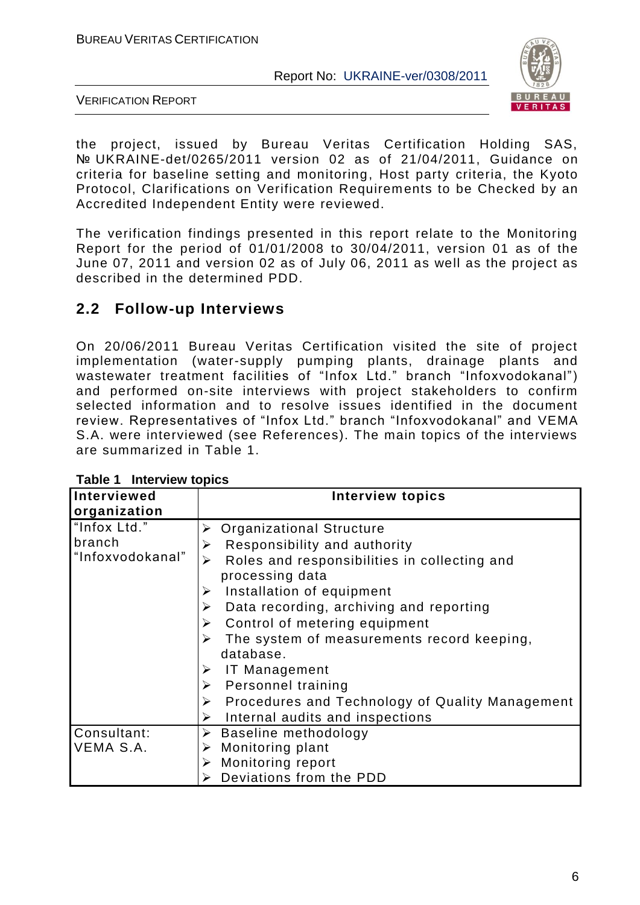the project, issued by Bureau Veritas Certification Holding SAS, № UKRAINE-det/0265/2011 version 02 as of 21/04/2011, Guidance on criteria for baseline setting and monitoring, Host party criteria, the Kyoto Protocol, Clarifications on Verification Requirements to be Checked by an Accredited Independent Entity were reviewed.

The verification findings presented in this report relate to the Monitoring Report for the period of 01/01/2008 to 30/04/2011, version 01 as of the June 07, 2011 and version 02 as of July 06, 2011 as well as the project as described in the determined PDD.

## 2.2 Follow-up Interviews

On 20/06/2011 Bureau Veritas Certification visited the site of project implementation (water-supply pumping plants, drainage plants and wastewater treatment facilities of "Infox Ltd." branch "Infoxvodokanal") and performed on-site interviews with project stakeholders to confirm selected information and to resolve issues identified in the document review. Representatives of "Infox Ltd." branch "Infoxvodokanal" and VEMA S.A. were interviewed (see References). The main topics of the interviews are summarized in Table 1.

**Table 1 Interview topics**

| Interviewed organization | Interview topics |
|---|---|
| "Infox Ltd." branch "Infoxvodokanal" | ➢ Organizational Structure<br>➢ Responsibility and authority<br>➢ Roles and responsibilities in collecting and processing data<br>➢ Installation of equipment<br>➢ Data recording, archiving and reporting<br>➢ Control of metering equipment<br>➢ The system of measurements record keeping, database.<br>➢ IT Management<br>➢ Personnel training<br>➢ Procedures and Technology of Quality Management<br>➢ Internal audits and inspections |
| Consultant: VEMA S.A. | ➢ Baseline methodology<br>➢ Monitoring plant<br>➢ Monitoring report<br>➢ Deviations from the PDD |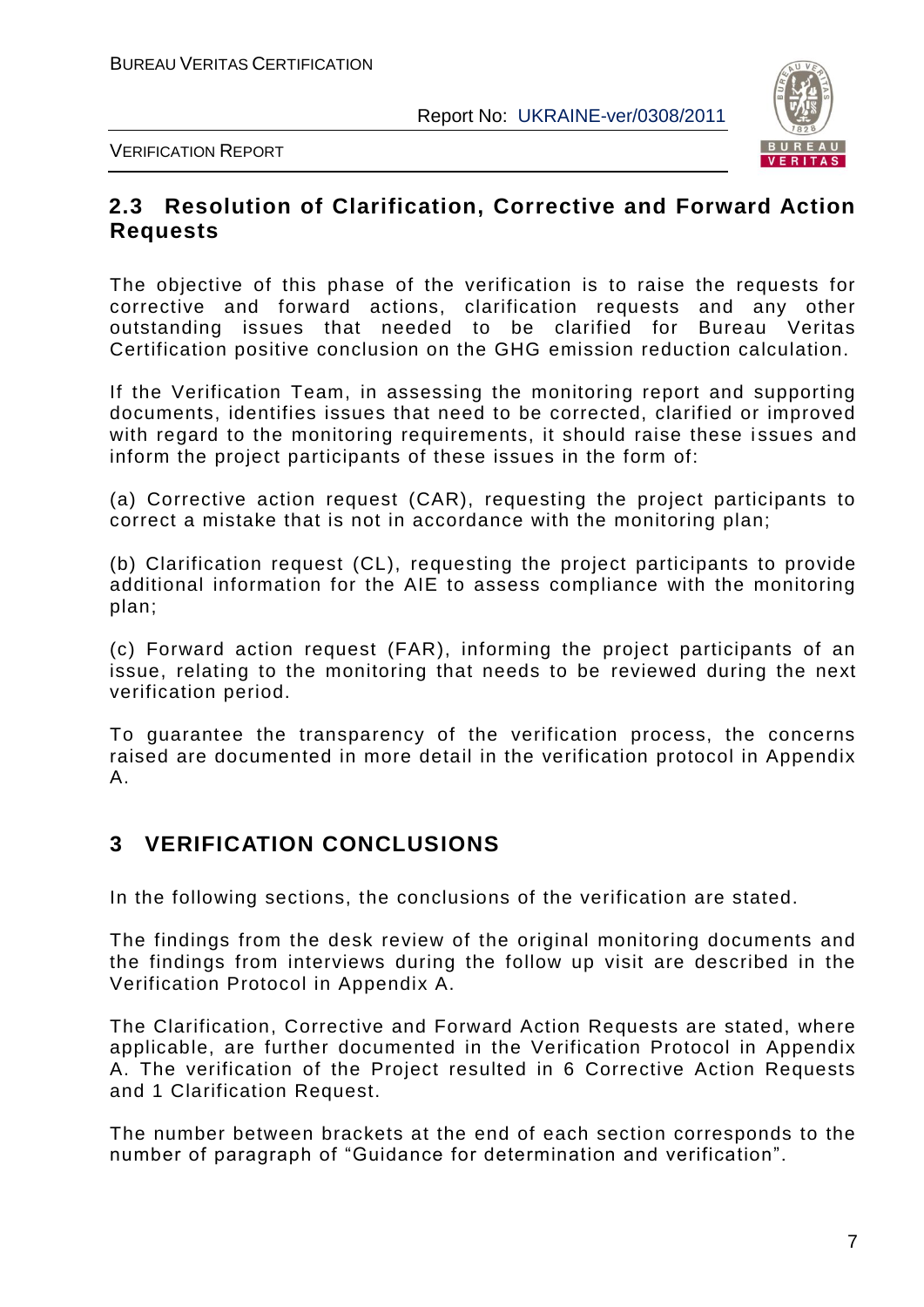## 2.3 Resolution of Clarification, Corrective and Forward Action Requests

The objective of this phase of the verification is to raise the requests for corrective and forward actions, clarification requests and any other outstanding issues that needed to be clarified for Bureau Veritas Certification positive conclusion on the GHG emission reduction calculation.

If the Verification Team, in assessing the monitoring report and supporting documents, identifies issues that need to be corrected, clarified or improved with regard to the monitoring requirements, it should raise these issues and inform the project participants of these issues in the form of:

(a) Corrective action request (CAR), requesting the project participants to correct a mistake that is not in accordance with the monitoring plan;

(b) Clarification request (CL), requesting the project participants to provide additional information for the AIE to assess compliance with the monitoring plan;

(c) Forward action request (FAR), informing the project participants of an issue, relating to the monitoring that needs to be reviewed during the next verification period.

To guarantee the transparency of the verification process, the concerns raised are documented in more detail in the verification protocol in Appendix A.

# 3 VERIFICATION CONCLUSIONS

In the following sections, the conclusions of the verification are stated.

The findings from the desk review of the original monitoring documents and the findings from interviews during the follow up visit are described in the Verification Protocol in Appendix A.

The Clarification, Corrective and Forward Action Requests are stated, where applicable, are further documented in the Verification Protocol in Appendix A. The verification of the Project resulted in 6 Corrective Action Requests and 1 Clarification Request.

The number between brackets at the end of each section corresponds to the number of paragraph of “Guidance for determination and verification”.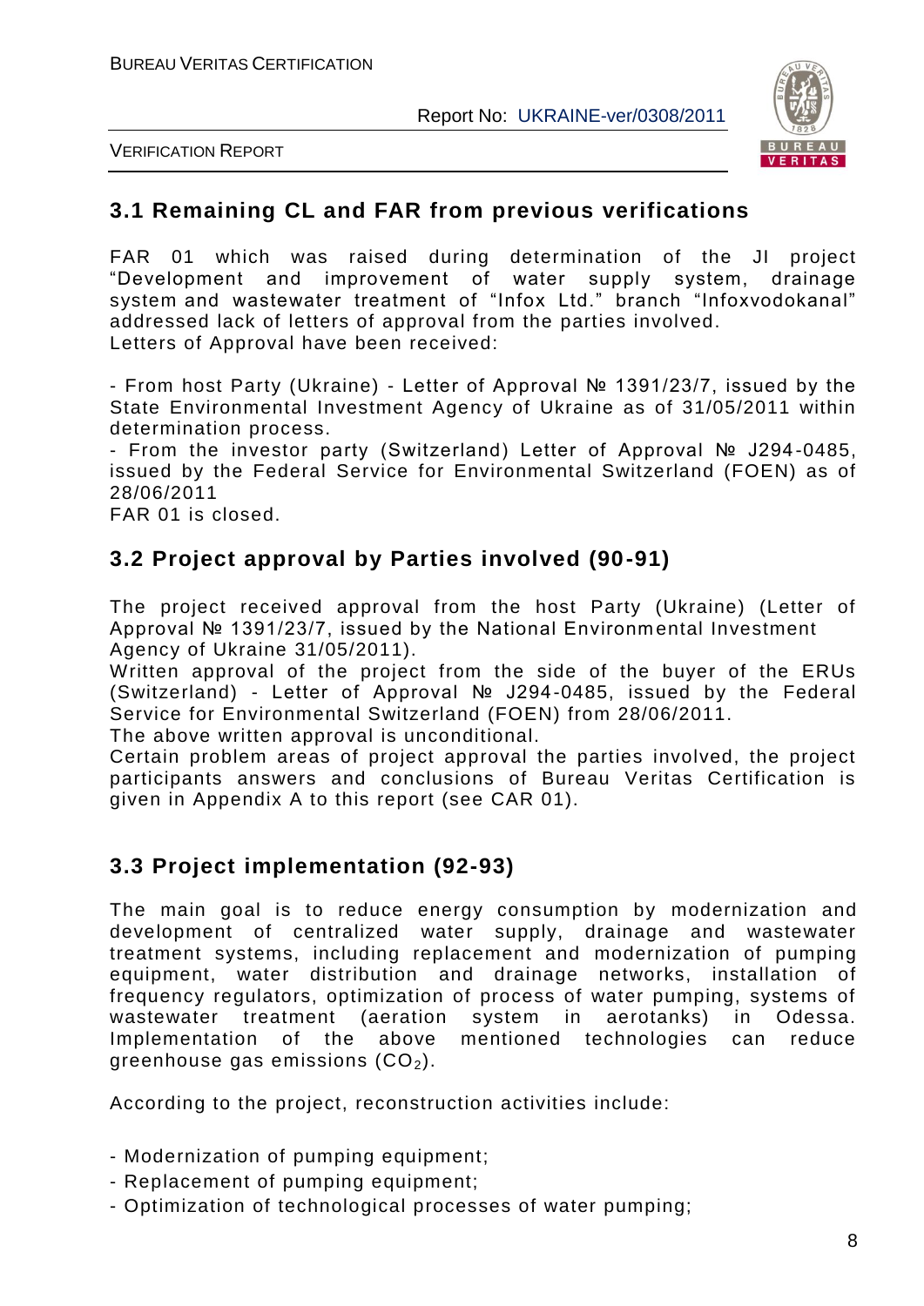## 3.1 Remaining CL and FAR from previous verifications

FAR 01 which was raised during determination of the JI project "Development and improvement of water supply system, drainage system and wastewater treatment of "Infox Ltd." branch "Infoxvodokanal" addressed lack of letters of approval from the parties involved.
Letters of Approval have been received:

- From host Party (Ukraine) - Letter of Approval № 1391/23/7, issued by the State Environmental Investment Agency of Ukraine as of 31/05/2011 within determination process.
- From the investor party (Switzerland) Letter of Approval № J294-0485, issued by the Federal Service for Environmental Switzerland (FOEN) as of 28/06/2011

FAR 01 is closed.

## 3.2 Project approval by Parties involved (90-91)

The project received approval from the host Party (Ukraine) (Letter of Approval № 1391/23/7, issued by the National Environmental Investment Agency of Ukraine 31/05/2011).
Written approval of the project from the side of the buyer of the ERUs (Switzerland) - Letter of Approval № J294-0485, issued by the Federal Service for Environmental Switzerland (FOEN) from 28/06/2011.
The above written approval is unconditional.
Certain problem areas of project approval the parties involved, the project participants answers and conclusions of Bureau Veritas Certification is given in Appendix A to this report (see CAR 01).

## 3.3 Project implementation (92-93)

The main goal is to reduce energy consumption by modernization and development of centralized water supply, drainage and wastewater treatment systems, including replacement and modernization of pumping equipment, water distribution and drainage networks, installation of frequency regulators, optimization of process of water pumping, systems of wastewater treatment (aeration system in aerotanks) in Odessa. Implementation of the above mentioned technologies can reduce greenhouse gas emissions ($CO_2$).

According to the project, reconstruction activities include:

- Modernization of pumping equipment;
- Replacement of pumping equipment;
- Optimization of technological processes of water pumping;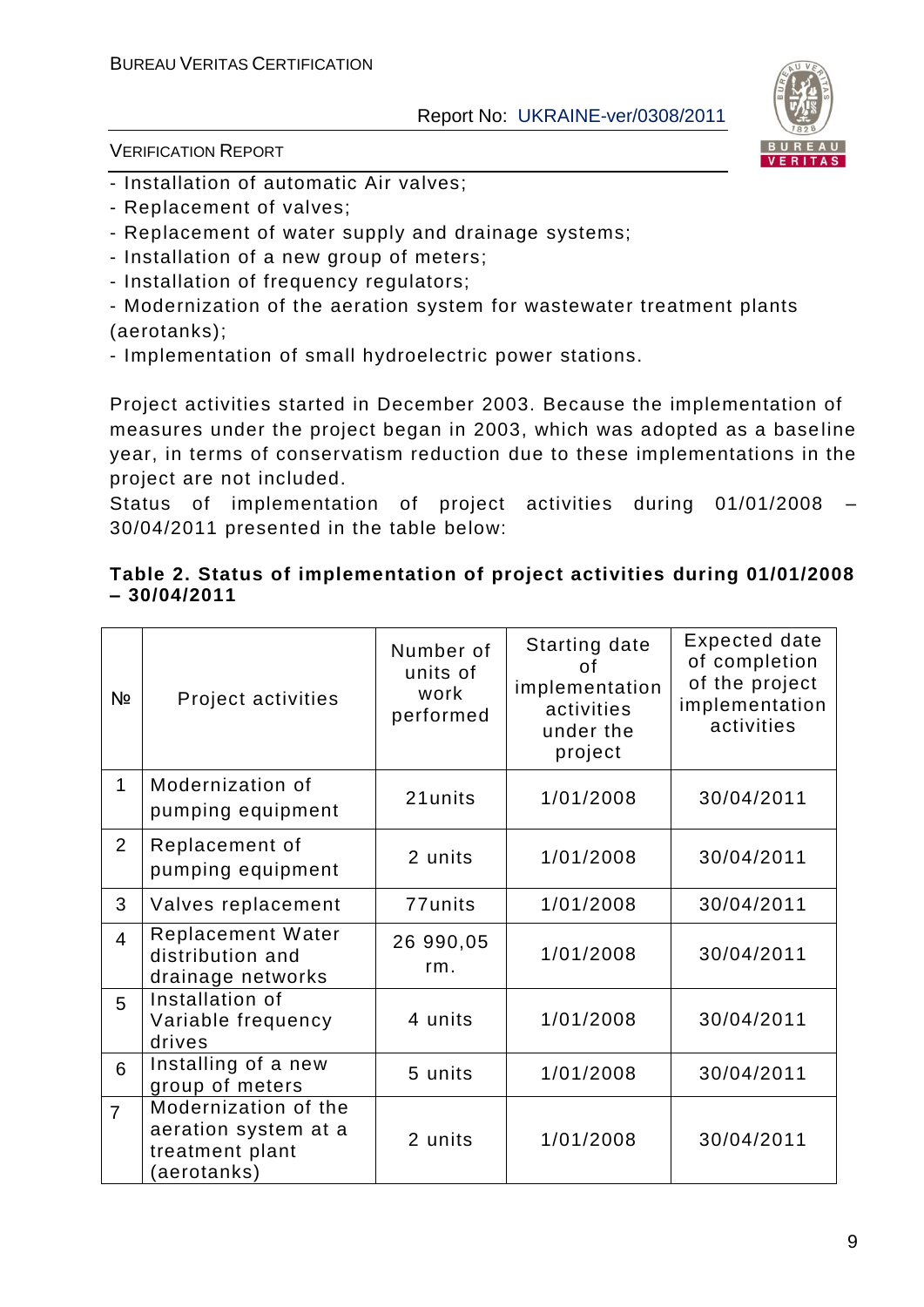- Installation of automatic Air valves;
- Replacement of valves;
- Replacement of water supply and drainage systems;
- Installation of a new group of meters;
- Installation of frequency regulators;
- Modernization of the aeration system for wastewater treatment plants (aerotanks);
- Implementation of small hydroelectric power stations.

Project activities started in December 2003. Because the implementation of measures under the project began in 2003, which was adopted as a baseline year, in terms of conservatism reduction due to these implementations in the project are not included.

Status of implementation of project activities during 01/01/2008 – 30/04/2011 presented in the table below:

**Table 2. Status of implementation of project activities during 01/01/2008 – 30/04/2011**

| № | Project activities | Number of units of work performed | Starting date of implementation activities under the project | Expected date of completion of the project implementation activities |
|---|---|---|---|---|
| 1 | Modernization of pumping equipment | 21units | 1/01/2008 | 30/04/2011 |
| 2 | Replacement of pumping equipment | 2 units | 1/01/2008 | 30/04/2011 |
| 3 | Valves replacement | 77units | 1/01/2008 | 30/04/2011 |
| 4 | Replacement Water distribution and drainage networks | 26 990,05 rm. | 1/01/2008 | 30/04/2011 |
| 5 | Installation of Variable frequency drives | 4 units | 1/01/2008 | 30/04/2011 |
| 6 | Installing of a new group of meters | 5 units | 1/01/2008 | 30/04/2011 |
| 7 | Modernization of the aeration system at a treatment plant (aerotanks) | 2 units | 1/01/2008 | 30/04/2011 |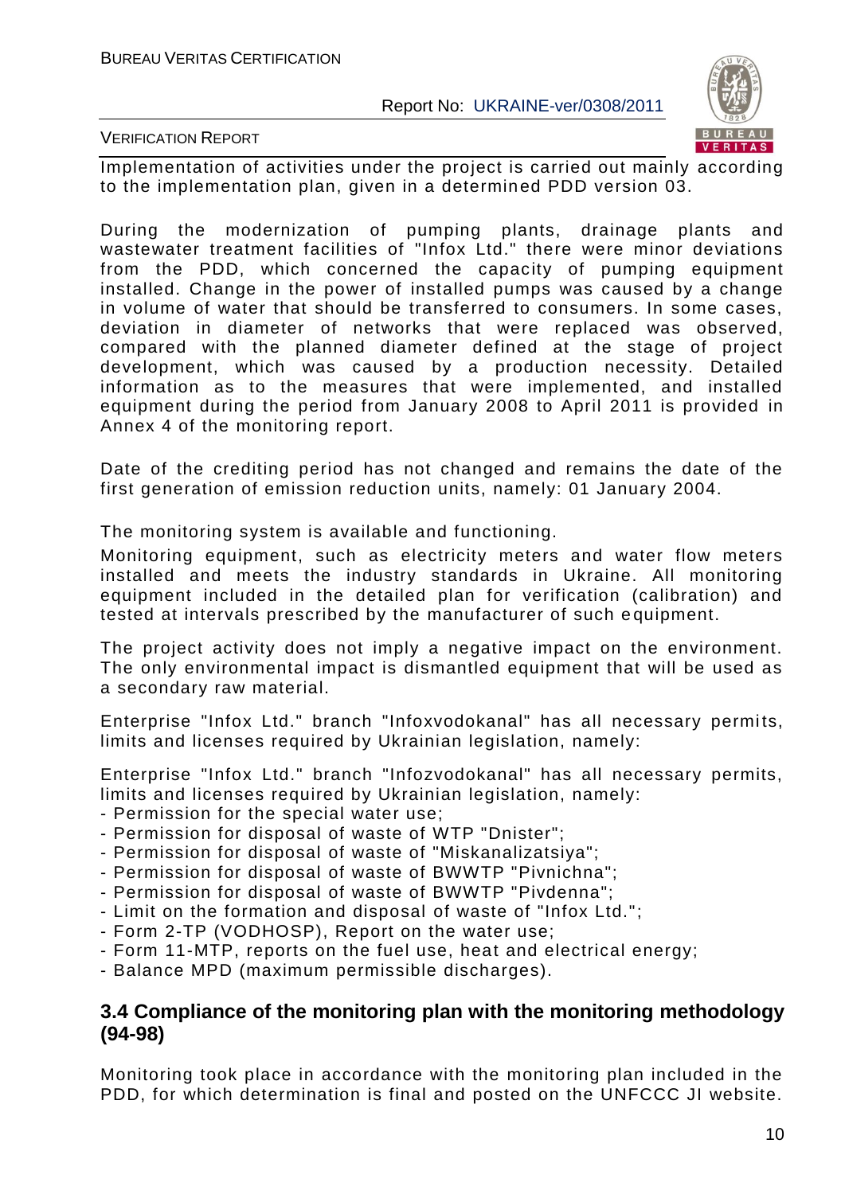Implementation of activities under the project is carried out mainly according to the implementation plan, given in a determined PDD version 03.

During the modernization of pumping plants, drainage plants and wastewater treatment facilities of "Infox Ltd." there were minor deviations from the PDD, which concerned the capacity of pumping equipment installed. Change in the power of installed pumps was caused by a change in volume of water that should be transferred to consumers. In some cases, deviation in diameter of networks that were replaced was observed, compared with the planned diameter defined at the stage of project development, which was caused by a production necessity. Detailed information as to the measures that were implemented, and installed equipment during the period from January 2008 to April 2011 is provided in Annex 4 of the monitoring report.

Date of the crediting period has not changed and remains the date of the first generation of emission reduction units, namely: 01 January 2004.

The monitoring system is available and functioning.

Monitoring equipment, such as electricity meters and water flow meters installed and meets the industry standards in Ukraine. All monitoring equipment included in the detailed plan for verification (calibration) and tested at intervals prescribed by the manufacturer of such equipment.

The project activity does not imply a negative impact on the environment. The only environmental impact is dismantled equipment that will be used as a secondary raw material.

Enterprise "Infox Ltd." branch "Infoxvodokanal" has all necessary permits, limits and licenses required by Ukrainian legislation, namely:

Enterprise "Infox Ltd." branch "Infozvodokanal" has all necessary permits, limits and licenses required by Ukrainian legislation, namely:

- Permission for the special water use;
- Permission for disposal of waste of WTP "Dnister";
- Permission for disposal of waste of "Miskanalizatsiya";
- Permission for disposal of waste of BWWTP "Pivnichna";
- Permission for disposal of waste of BWWTP "Pivdenna";
- Limit on the formation and disposal of waste of "Infox Ltd.";
- Form 2-TP (VODHOSP), Report on the water use;
- Form 11-MTP, reports on the fuel use, heat and electrical energy;
- Balance MPD (maximum permissible discharges).

## 3.4 Compliance of the monitoring plan with the monitoring methodology (94-98)

Monitoring took place in accordance with the monitoring plan included in the PDD, for which determination is final and posted on the UNFCCC JI website.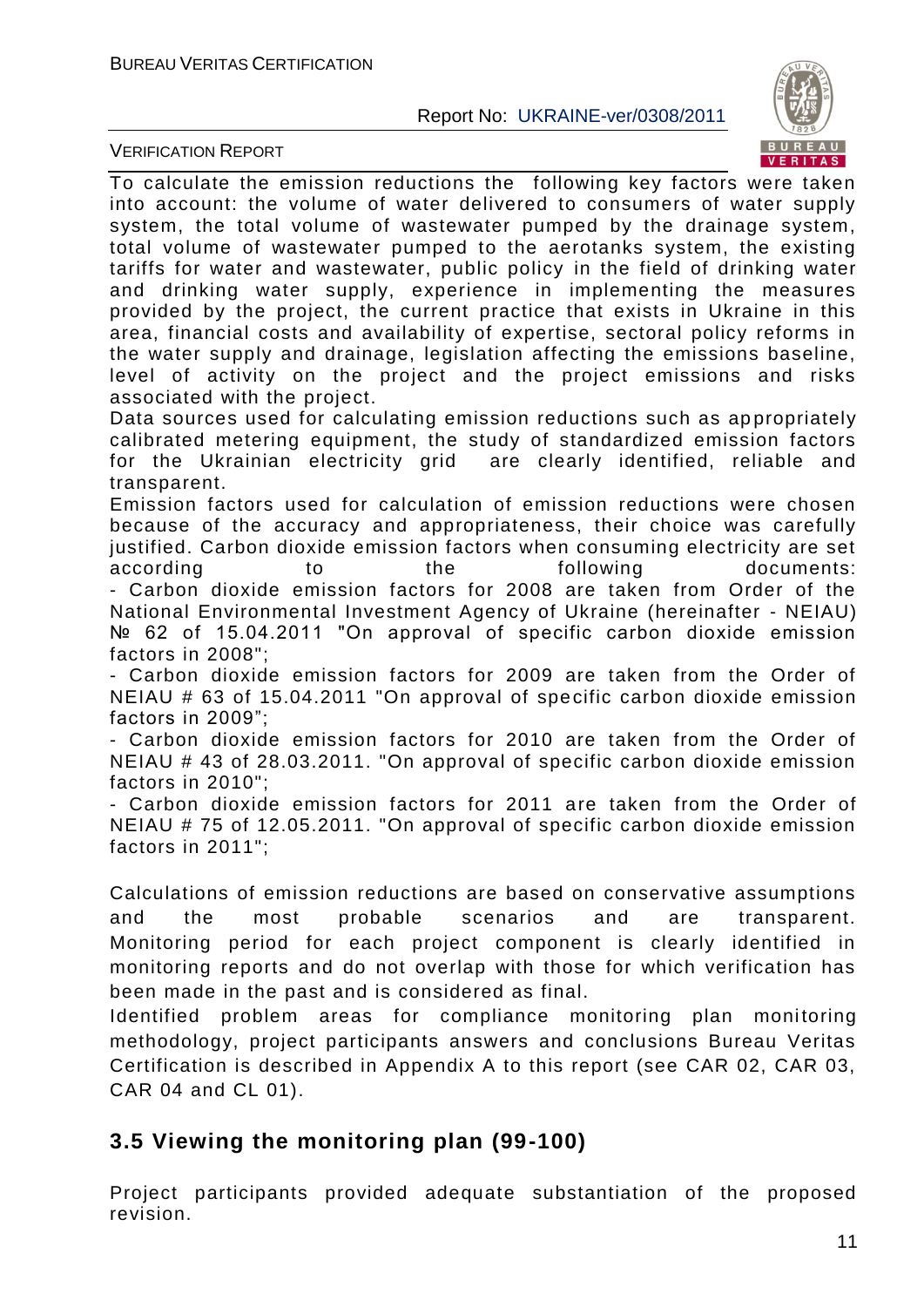To calculate the emission reductions the following key factors were taken into account: the volume of water delivered to consumers of water supply system, the total volume of wastewater pumped by the drainage system, total volume of wastewater pumped to the aerotanks system, the existing tariffs for water and wastewater, public policy in the field of drinking water and drinking water supply, experience in implementing the measures provided by the project, the current practice that exists in Ukraine in this area, financial costs and availability of expertise, sectoral policy reforms in the water supply and drainage, legislation affecting the emissions baseline, level of activity on the project and the project emissions and risks associated with the project.

Data sources used for calculating emission reductions such as appropriately calibrated metering equipment, the study of standardized emission factors for the Ukrainian electricity grid are clearly identified, reliable and transparent.

Emission factors used for calculation of emission reductions were chosen because of the accuracy and appropriateness, their choice was carefully justified. Carbon dioxide emission factors when consuming electricity are set according to the following documents:

- Carbon dioxide emission factors for 2008 are taken from Order of the National Environmental Investment Agency of Ukraine (hereinafter - NEIAU) № 62 of 15.04.2011 "On approval of specific carbon dioxide emission factors in 2008";
- Carbon dioxide emission factors for 2009 are taken from the Order of NEIAU # 63 of 15.04.2011 "On approval of specific carbon dioxide emission factors in 2009";
- Carbon dioxide emission factors for 2010 are taken from the Order of NEIAU # 43 of 28.03.2011. "On approval of specific carbon dioxide emission factors in 2010";
- Carbon dioxide emission factors for 2011 are taken from the Order of NEIAU # 75 of 12.05.2011. "On approval of specific carbon dioxide emission factors in 2011";

Calculations of emission reductions are based on conservative assumptions and the most probable scenarios and are transparent. Monitoring period for each project component is clearly identified in monitoring reports and do not overlap with those for which verification has been made in the past and is considered as final.

Identified problem areas for compliance monitoring plan monitoring methodology, project participants answers and conclusions Bureau Veritas Certification is described in Appendix A to this report (see CAR 02, CAR 03, CAR 04 and CL 01).

## 3.5 Viewing the monitoring plan (99-100)

Project participants provided adequate substantiation of the proposed revision.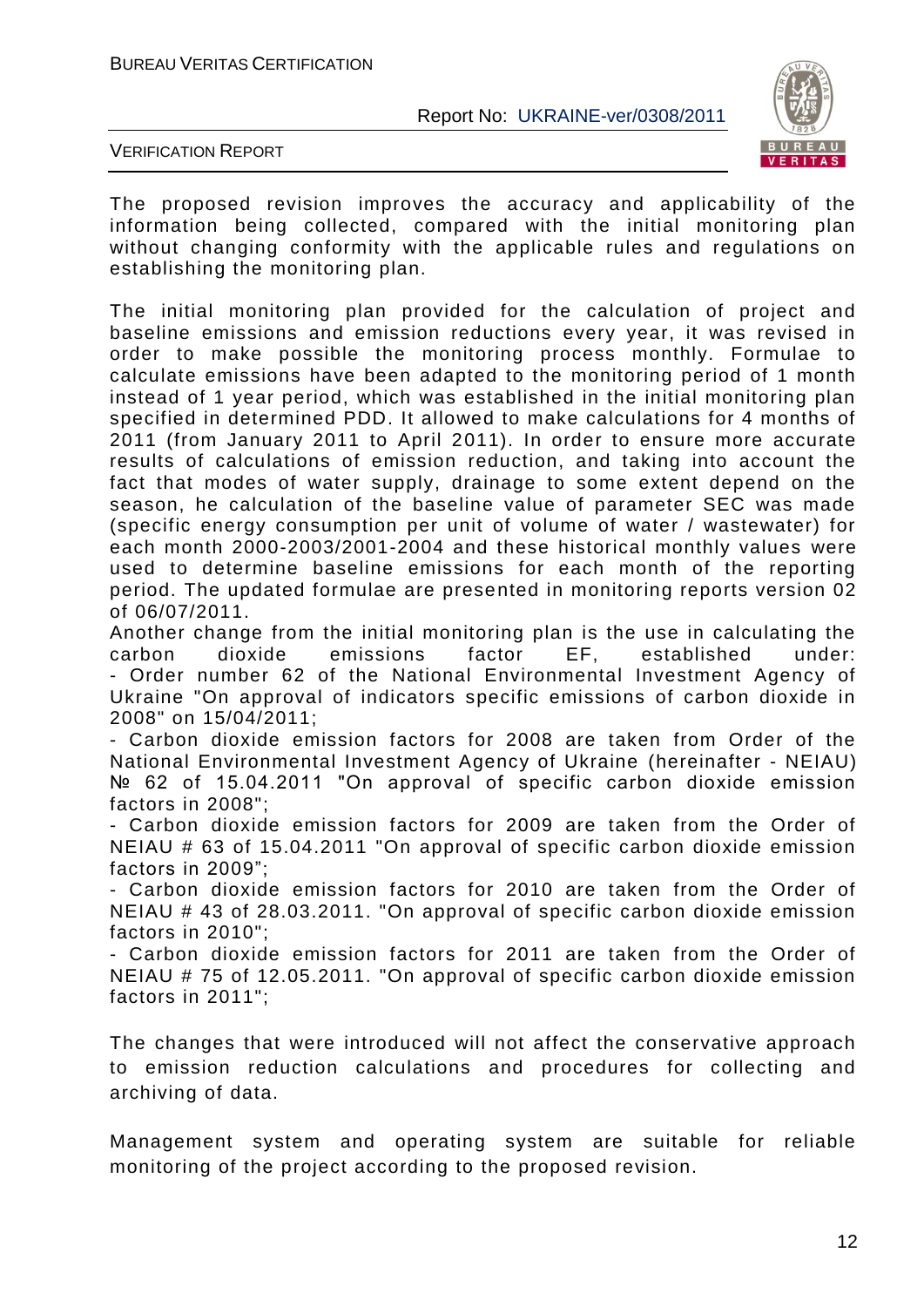The proposed revision improves the accuracy and applicability of the information being collected, compared with the initial monitoring plan without changing conformity with the applicable rules and regulations on establishing the monitoring plan.

The initial monitoring plan provided for the calculation of project and baseline emissions and emission reductions every year, it was revised in order to make possible the monitoring process monthly. Formulae to calculate emissions have been adapted to the monitoring period of 1 month instead of 1 year period, which was established in the initial monitoring plan specified in determined PDD. It allowed to make calculations for 4 months of 2011 (from January 2011 to April 2011). In order to ensure more accurate results of calculations of emission reduction, and taking into account the fact that modes of water supply, drainage to some extent depend on the season, he calculation of the baseline value of parameter SEC was made (specific energy consumption per unit of volume of water / wastewater) for each month 2000-2003/2001-2004 and these historical monthly values were used to determine baseline emissions for each month of the reporting period. The updated formulae are presented in monitoring reports version 02 of 06/07/2011.

Another change from the initial monitoring plan is the use in calculating the carbon dioxide emissions factor EF, established under:
- Order number 62 of the National Environmental Investment Agency of Ukraine "On approval of indicators specific emissions of carbon dioxide in 2008" on 15/04/2011;
- Carbon dioxide emission factors for 2008 are taken from Order of the National Environmental Investment Agency of Ukraine (hereinafter - NEIAU) № 62 of 15.04.2011 "On approval of specific carbon dioxide emission factors in 2008";
- Carbon dioxide emission factors for 2009 are taken from the Order of NEIAU # 63 of 15.04.2011 "On approval of specific carbon dioxide emission factors in 2009";
- Carbon dioxide emission factors for 2010 are taken from the Order of NEIAU # 43 of 28.03.2011. "On approval of specific carbon dioxide emission factors in 2010";
- Carbon dioxide emission factors for 2011 are taken from the Order of NEIAU # 75 of 12.05.2011. "On approval of specific carbon dioxide emission factors in 2011";

The changes that were introduced will not affect the conservative approach to emission reduction calculations and procedures for collecting and archiving of data.

Management system and operating system are suitable for reliable monitoring of the project according to the proposed revision.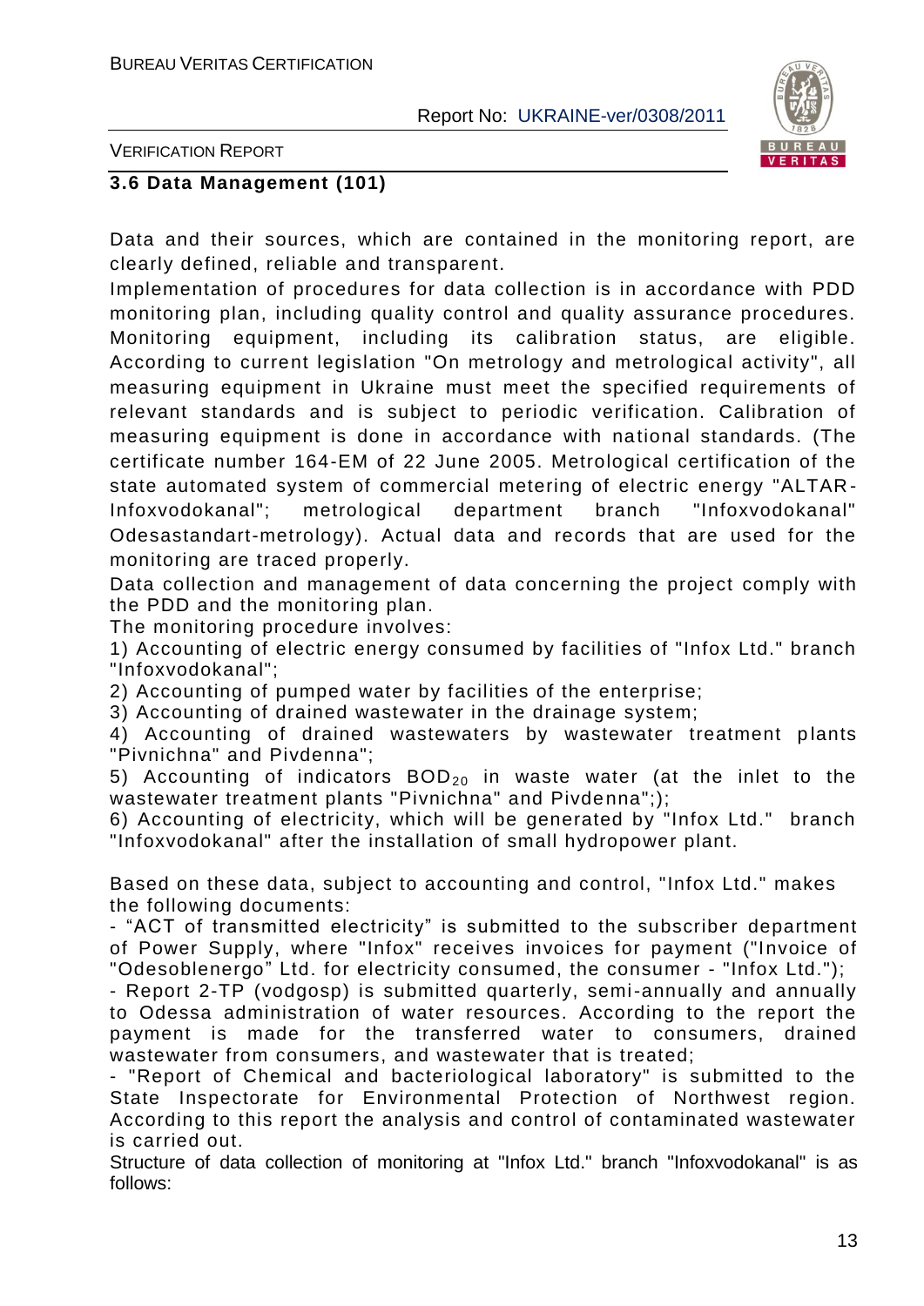### 3.6 Data Management (101)

Data and their sources, which are contained in the monitoring report, are clearly defined, reliable and transparent.

Implementation of procedures for data collection is in accordance with PDD monitoring plan, including quality control and quality assurance procedures. Monitoring equipment, including its calibration status, are eligible. According to current legislation "On metrology and metrological activity", all measuring equipment in Ukraine must meet the specified requirements of relevant standards and is subject to periodic verification. Calibration of measuring equipment is done in accordance with national standards. (The certificate number 164-EM of 22 June 2005. Metrological certification of the state automated system of commercial metering of electric energy "ALTAR-Infoxvodokanal"; metrological department branch "Infoxvodokanal" Odesastandart-metrology). Actual data and records that are used for the monitoring are traced properly.

Data collection and management of data concerning the project comply with the PDD and the monitoring plan.

The monitoring procedure involves:

1) Accounting of electric energy consumed by facilities of "Infox Ltd." branch "Infoxvodokanal";

2) Accounting of pumped water by facilities of the enterprise;

3) Accounting of drained wastewater in the drainage system;

4) Accounting of drained wastewaters by wastewater treatment plants "Pivnichna" and Pivdenna";

5) Accounting of indicators $BOD_{20}$ in waste water (at the inlet to the wastewater treatment plants "Pivnichna" and Pivdenna";);

6) Accounting of electricity, which will be generated by "Infox Ltd." branch "Infoxvodokanal" after the installation of small hydropower plant.

Based on these data, subject to accounting and control, "Infox Ltd." makes the following documents:

- "ACT of transmitted electricity" is submitted to the subscriber department of Power Supply, where "Infox" receives invoices for payment ("Invoice of "Odesoblenergo" Ltd. for electricity consumed, the consumer - "Infox Ltd.");
- Report 2-TP (vodgosp) is submitted quarterly, semi-annually and annually to Odessa administration of water resources. According to the report the payment is made for the transferred water to consumers, drained wastewater from consumers, and wastewater that is treated;
- "Report of Chemical and bacteriological laboratory" is submitted to the State Inspectorate for Environmental Protection of Northwest region. According to this report the analysis and control of contaminated wastewater is carried out.

Structure of data collection of monitoring at "Infox Ltd." branch "Infoxvodokanal" is as follows: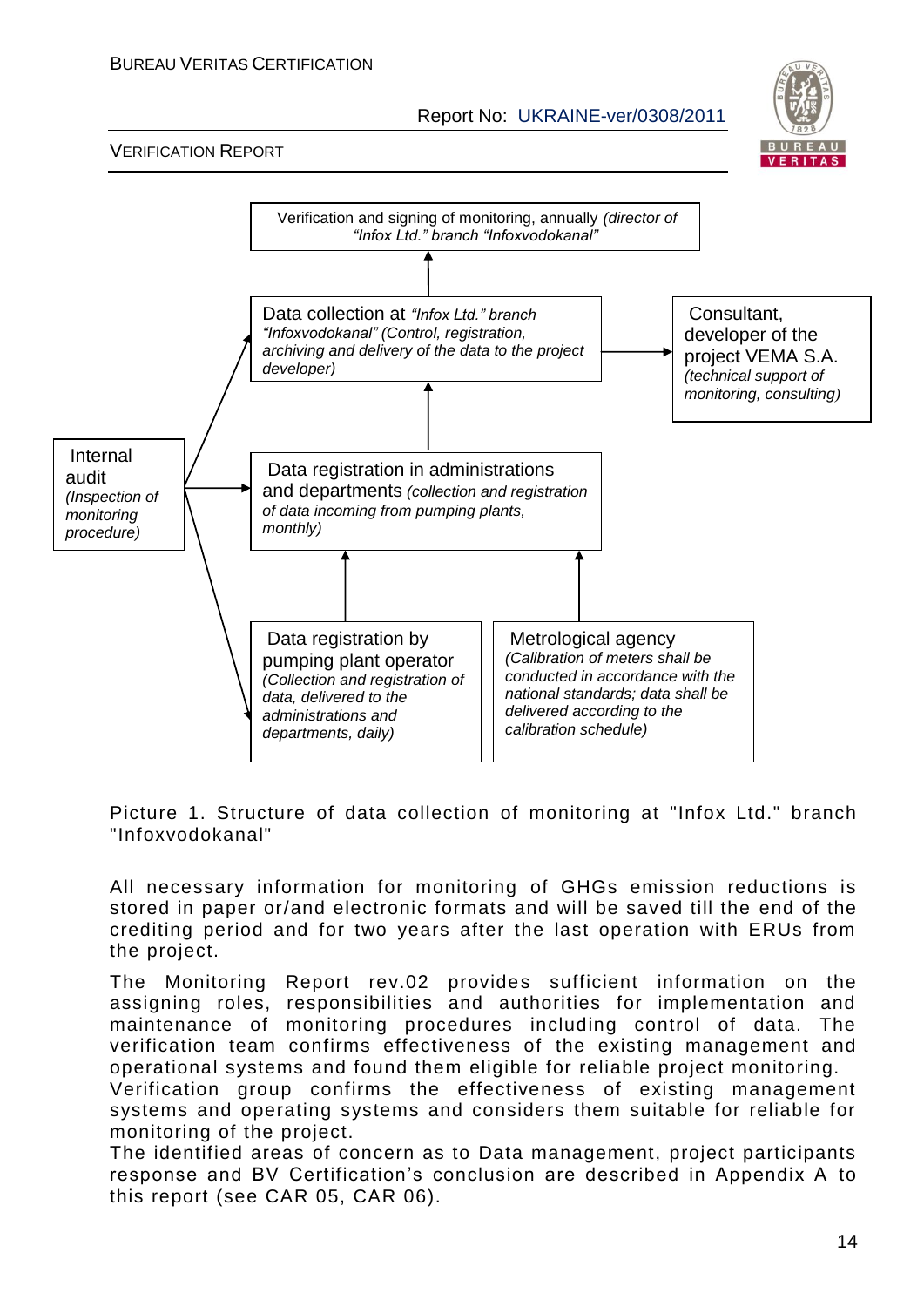Verification and signing of monitoring, annually *(director of "Infox Ltd." branch "Infoxvodokanal")*

Data collection at *"Infox Ltd." branch "Infoxvodokanal" (Control, registration, archiving and delivery of the data to the project developer)*

Consultant, developer of the project VEMA S.A. *(technical support of monitoring, consulting)*

Internal audit *(Inspection of monitoring procedure)*

Data registration in administrations and departments *(collection and registration of data incoming from pumping plants, monthly)*

Data registration by pumping plant operator *(Collection and registration of data, delivered to the administrations and departments, daily)*

Metrological agency *(Calibration of meters shall be conducted in accordance with the national standards; data shall be delivered according to the calibration schedule)*

Picture 1. Structure of data collection of monitoring at "Infox Ltd." branch "Infoxvodokanal"

All necessary information for monitoring of GHGs emission reductions is stored in paper or/and electronic formats and will be saved till the end of the crediting period and for two years after the last operation with ERUs from the project.

The Monitoring Report rev.02 provides sufficient information on the assigning roles, responsibilities and authorities for implementation and maintenance of monitoring procedures including control of data. The verification team confirms effectiveness of the existing management and operational systems and found them eligible for reliable project monitoring.
Verification group confirms the effectiveness of existing management systems and operating systems and considers them suitable for reliable for monitoring of the project.
The identified areas of concern as to Data management, project participants response and BV Certification's conclusion are described in Appendix A to this report (see CAR 05, CAR 06).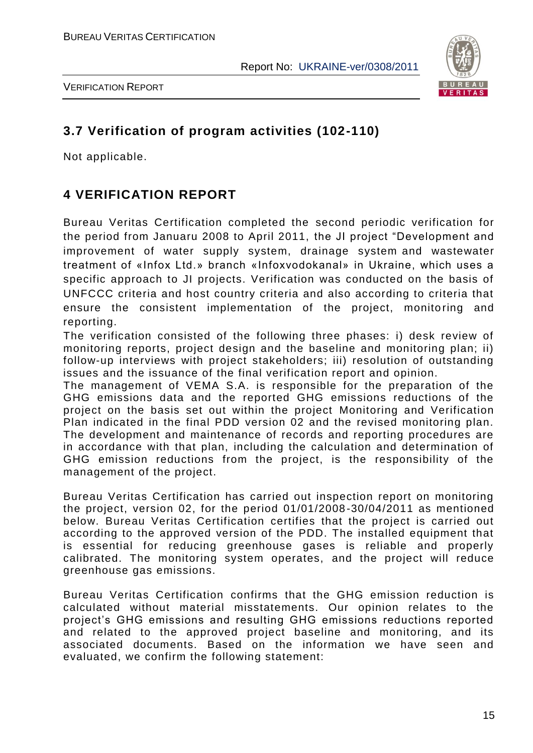## 3.7 Verification of program activities (102-110)

Not applicable.

# 4 VERIFICATION REPORT

Bureau Veritas Certification completed the second periodic verification for the period from Januaru 2008 to April 2011, the JI project "Development and improvement of water supply system, drainage system and wastewater treatment of «Infox Ltd.» branch «Infoxvodokanal» in Ukraine, which uses a specific approach to JI projects. Verification was conducted on the basis of UNFCCC criteria and host country criteria and also according to criteria that ensure the consistent implementation of the project, monitoring and reporting.

The verification consisted of the following three phases: i) desk review of monitoring reports, project design and the baseline and monitoring plan; ii) follow-up interviews with project stakeholders; iii) resolution of outstanding issues and the issuance of the final verification report and opinion.

The management of VEMA S.A. is responsible for the preparation of the GHG emissions data and the reported GHG emissions reductions of the project on the basis set out within the project Monitoring and Verification Plan indicated in the final PDD version 02 and the revised monitoring plan. The development and maintenance of records and reporting procedures are in accordance with that plan, including the calculation and determination of GHG emission reductions from the project, is the responsibility of the management of the project.

Bureau Veritas Certification has carried out inspection report on monitoring the project, version 02, for the period 01/01/2008-30/04/2011 as mentioned below. Bureau Veritas Certification certifies that the project is carried out according to the approved version of the PDD. The installed equipment that is essential for reducing greenhouse gases is reliable and properly calibrated. The monitoring system operates, and the project will reduce greenhouse gas emissions.

Bureau Veritas Certification confirms that the GHG emission reduction is calculated without material misstatements. Our opinion relates to the project's GHG emissions and resulting GHG emissions reductions reported and related to the approved project baseline and monitoring, and its associated documents. Based on the information we have seen and evaluated, we confirm the following statement: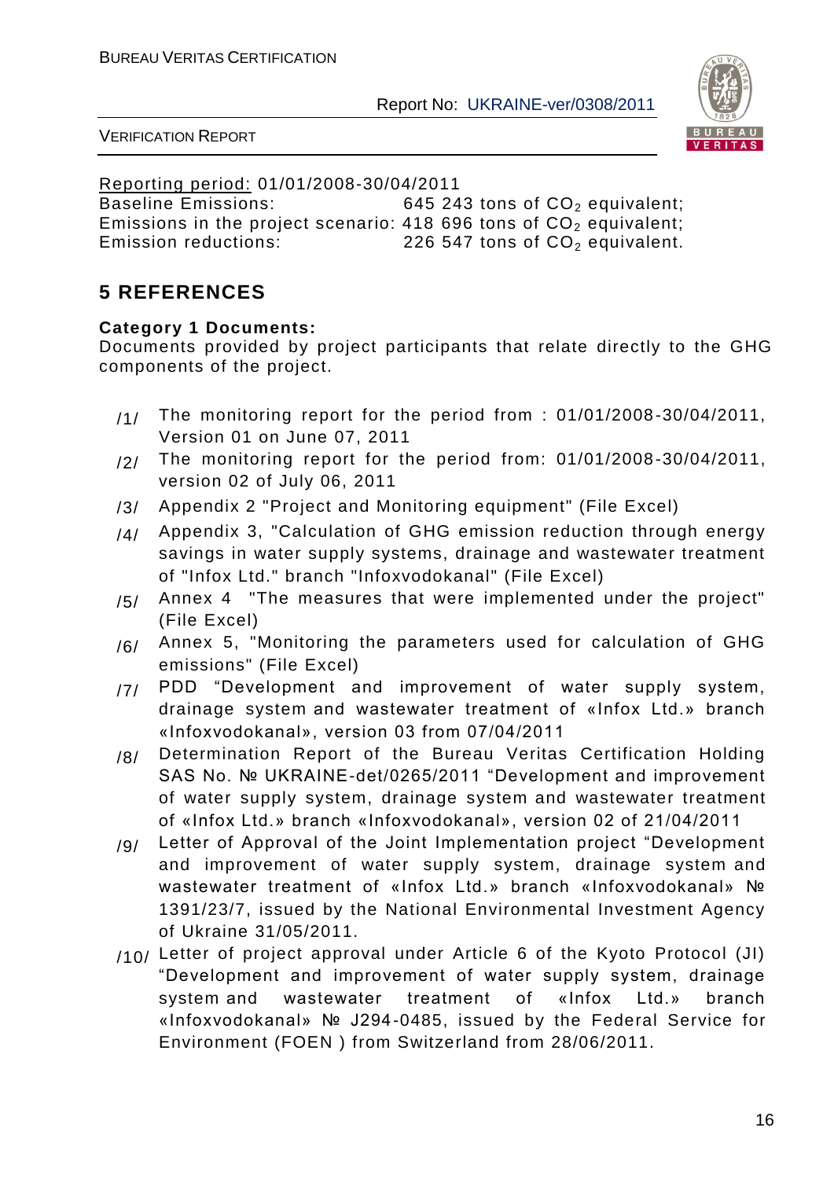Reporting period: 01/01/2008-30/04/2011

Baseline Emissions: 645 243 tons of $CO_2$ equivalent;
Emissions in the project scenario: 418 696 tons of $CO_2$ equivalent;
Emission reductions: 226 547 tons of $CO_2$ equivalent.

## 5 REFERENCES

**Category 1 Documents:**
Documents provided by project participants that relate directly to the GHG components of the project.

/1/ The monitoring report for the period from : 01/01/2008-30/04/2011, Version 01 on June 07, 2011

/2/ The monitoring report for the period from: 01/01/2008-30/04/2011, version 02 of July 06, 2011

/3/ Appendix 2 "Project and Monitoring equipment" (File Excel)

/4/ Appendix 3, "Calculation of GHG emission reduction through energy savings in water supply systems, drainage and wastewater treatment of "Infox Ltd." branch "Infoxvodokanal" (File Excel)

/5/ Annex 4 "The measures that were implemented under the project" (File Excel)

/6/ Annex 5, "Monitoring the parameters used for calculation of GHG emissions" (File Excel)

/7/ PDD "Development and improvement of water supply system, drainage system and wastewater treatment of «Infox Ltd.» branch «Infoxvodokanal», version 03 from 07/04/2011

/8/ Determination Report of the Bureau Veritas Certification Holding SAS No. № UKRAINE-det/0265/2011 "Development and improvement of water supply system, drainage system and wastewater treatment of «Infox Ltd.» branch «Infoxvodokanal», version 02 of 21/04/2011

/9/ Letter of Approval of the Joint Implementation project "Development and improvement of water supply system, drainage system and wastewater treatment of «Infox Ltd.» branch «Infoxvodokanal» № 1391/23/7, issued by the National Environmental Investment Agency of Ukraine 31/05/2011.

/10/ Letter of project approval under Article 6 of the Kyoto Protocol (JI) "Development and improvement of water supply system, drainage system and wastewater treatment of «Infox Ltd.» branch «Infoxvodokanal» № J294-0485, issued by the Federal Service for Environment (FOEN ) from Switzerland from 28/06/2011.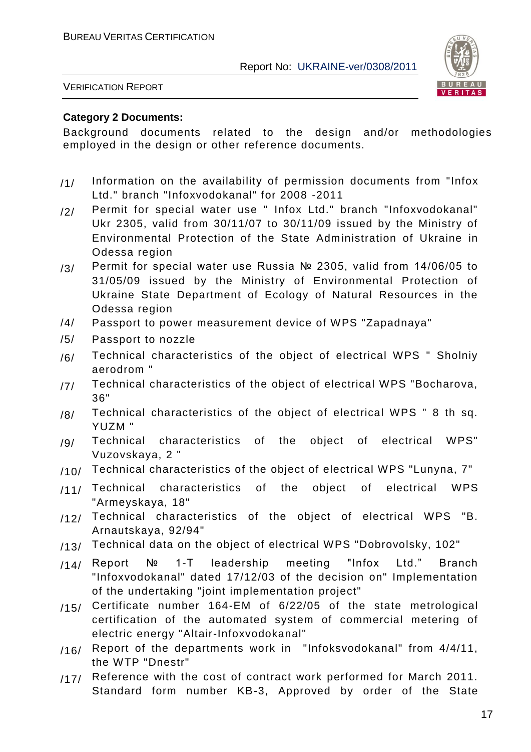**Category 2 Documents:**

Background documents related to the design and/or methodologies employed in the design or other reference documents.

/1/ Information on the availability of permission documents from "Infox Ltd." branch "Infoxvodokanal" for 2008 -2011

/2/ Permit for special water use " Infox Ltd." branch "Infoxvodokanal" Ukr 2305, valid from 30/11/07 to 30/11/09 issued by the Ministry of Environmental Protection of the State Administration of Ukraine in Odessa region

/3/ Permit for special water use Russia № 2305, valid from 14/06/05 to 31/05/09 issued by the Ministry of Environmental Protection of Ukraine State Department of Ecology of Natural Resources in the Odessa region

/4/ Passport to power measurement device of WPS "Zapadnaya"

/5/ Passport to nozzle

/6/ Technical characteristics of the object of electrical WPS " Sholniy aerodrom "

/7/ Technical characteristics of the object of electrical WPS "Bocharova, 36"

/8/ Technical characteristics of the object of electrical WPS " 8 th sq. YUZM "

/9/ Technical characteristics of the object of electrical WPS" Vuzovskaya, 2 "

/10/ Technical characteristics of the object of electrical WPS "Lunyna, 7"

/11/ Technical characteristics of the object of electrical WPS "Armeyskaya, 18"

/12/ Technical characteristics of the object of electrical WPS "B. Arnautskaya, 92/94"

/13/ Technical data on the object of electrical WPS "Dobrovolsky, 102"

/14/ Report № 1-T leadership meeting "Infox Ltd." Branch "Infoxvodokanal" dated 17/12/03 of the decision on" Implementation of the undertaking "joint implementation project"

/15/ Certificate number 164-EM of 6/22/05 of the state metrological certification of the automated system of commercial metering of electric energy "Altair-Infoxvodokanal"

/16/ Report of the departments work in "Infoksvodokanal" from 4/4/11, the WTP "Dnestr"

/17/ Reference with the cost of contract work performed for March 2011. Standard form number KB-3, Approved by order of the State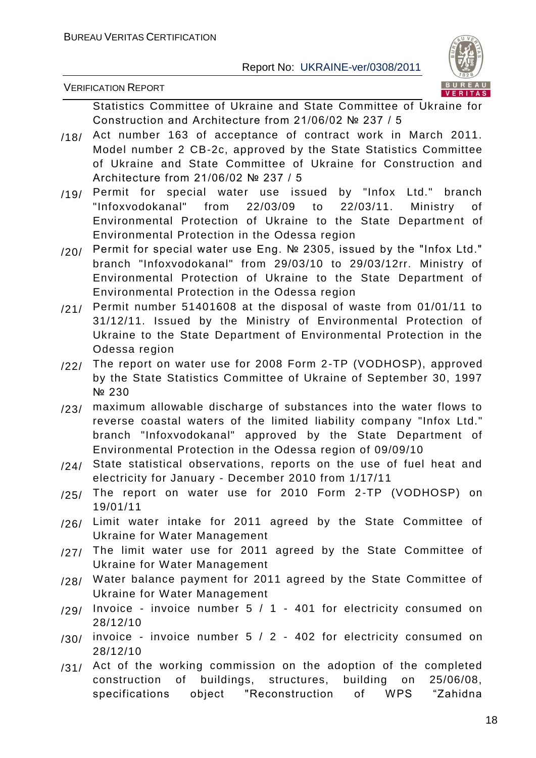Statistics Committee of Ukraine and State Committee of Ukraine for Construction and Architecture from 21/06/02 № 237 / 5

/18/ Act number 163 of acceptance of contract work in March 2011. Model number 2 CB-2c, approved by the State Statistics Committee of Ukraine and State Committee of Ukraine for Construction and Architecture from 21/06/02 № 237 / 5

/19/ Permit for special water use issued by "Infox Ltd." branch "Infoxvodokanal" from 22/03/09 to 22/03/11. Ministry of Environmental Protection of Ukraine to the State Department of Environmental Protection in the Odessa region

/20/ Permit for special water use Eng. № 2305, issued by the "Infox Ltd." branch "Infoxvodokanal" from 29/03/10 to 29/03/12rr. Ministry of Environmental Protection of Ukraine to the State Department of Environmental Protection in the Odessa region

/21/ Permit number 51401608 at the disposal of waste from 01/01/11 to 31/12/11. Issued by the Ministry of Environmental Protection of Ukraine to the State Department of Environmental Protection in the Odessa region

/22/ The report on water use for 2008 Form 2-TP (VODHOSP), approved by the State Statistics Committee of Ukraine of September 30, 1997 № 230

/23/ maximum allowable discharge of substances into the water flows to reverse coastal waters of the limited liability company "Infox Ltd." branch "Infoxvodokanal" approved by the State Department of Environmental Protection in the Odessa region of 09/09/10

/24/ State statistical observations, reports on the use of fuel heat and electricity for January - December 2010 from 1/17/11

/25/ The report on water use for 2010 Form 2-TP (VODHOSP) on 19/01/11

/26/ Limit water intake for 2011 agreed by the State Committee of Ukraine for Water Management

/27/ The limit water use for 2011 agreed by the State Committee of Ukraine for Water Management

/28/ Water balance payment for 2011 agreed by the State Committee of Ukraine for Water Management

/29/ Invoice - invoice number 5 / 1 - 401 for electricity consumed on 28/12/10

/30/ invoice - invoice number 5 / 2 - 402 for electricity consumed on 28/12/10

/31/ Act of the working commission on the adoption of the completed construction of buildings, structures, building on 25/06/08, specifications object "Reconstruction of WPS “Zahidna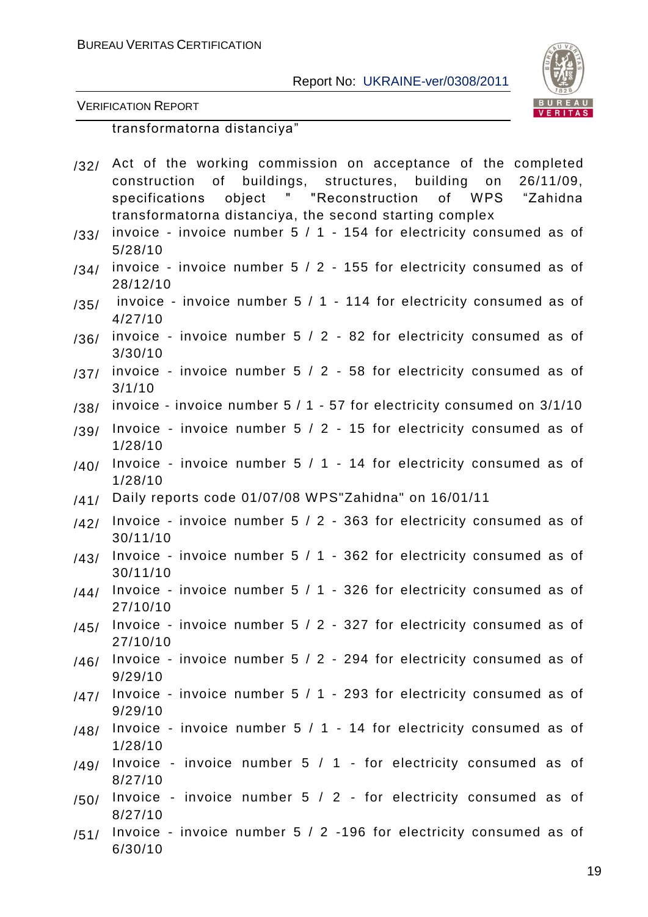transformatorna distanciya"

/32/ Act of the working commission on acceptance of the completed construction of buildings, structures, building on 26/11/09, specifications object " "Reconstruction of WPS "Zahidna transformatorna distanciya, the second starting complex

/33/ invoice - invoice number 5 / 1 - 154 for electricity consumed as of 5/28/10

/34/ invoice - invoice number 5 / 2 - 155 for electricity consumed as of 28/12/10

/35/ invoice - invoice number 5 / 1 - 114 for electricity consumed as of 4/27/10

/36/ invoice - invoice number 5 / 2 - 82 for electricity consumed as of 3/30/10

/37/ invoice - invoice number 5 / 2 - 58 for electricity consumed as of 3/1/10

/38/ invoice - invoice number 5 / 1 - 57 for electricity consumed on 3/1/10

/39/ Invoice - invoice number 5 / 2 - 15 for electricity consumed as of 1/28/10

/40/ Invoice - invoice number 5 / 1 - 14 for electricity consumed as of 1/28/10

/41/ Daily reports code 01/07/08 WPS"Zahidna" on 16/01/11

/42/ Invoice - invoice number 5 / 2 - 363 for electricity consumed as of 30/11/10

/43/ Invoice - invoice number 5 / 1 - 362 for electricity consumed as of 30/11/10

/44/ Invoice - invoice number 5 / 1 - 326 for electricity consumed as of 27/10/10

/45/ Invoice - invoice number 5 / 2 - 327 for electricity consumed as of 27/10/10

/46/ Invoice - invoice number 5 / 2 - 294 for electricity consumed as of 9/29/10

/47/ Invoice - invoice number 5 / 1 - 293 for electricity consumed as of 9/29/10

/48/ Invoice - invoice number 5 / 1 - 14 for electricity consumed as of 1/28/10

/49/ Invoice - invoice number 5 / 1 - for electricity consumed as of 8/27/10

/50/ Invoice - invoice number 5 / 2 - for electricity consumed as of 8/27/10

/51/ Invoice - invoice number 5 / 2 -196 for electricity consumed as of 6/30/10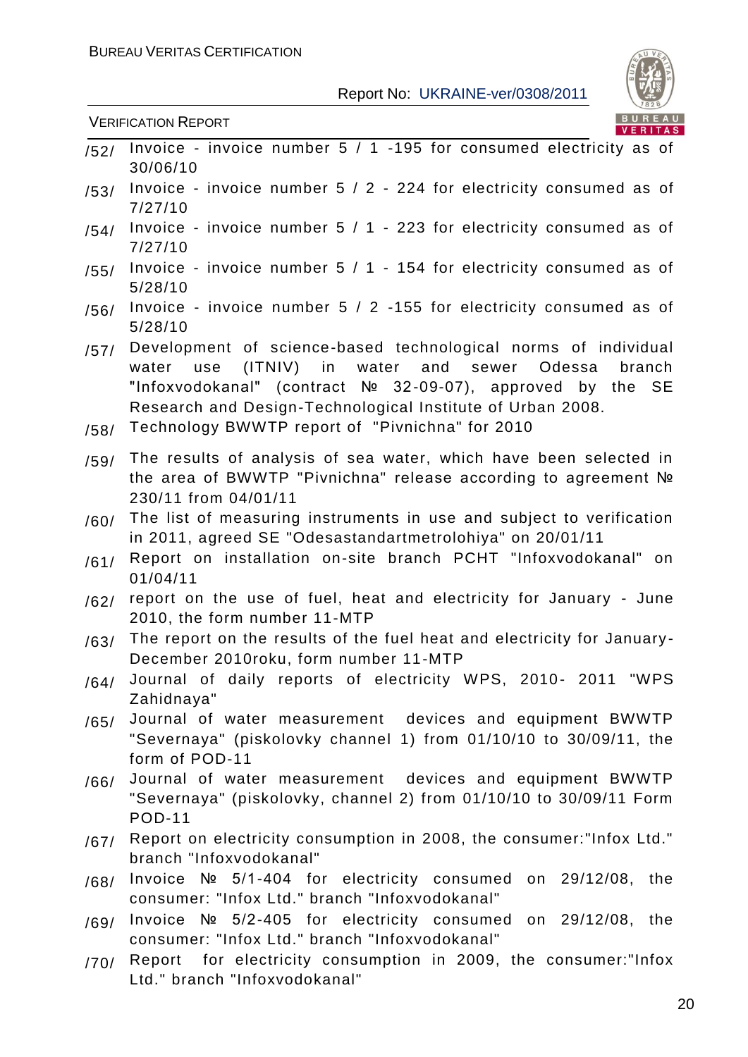/52/ Invoice - invoice number 5 / 1 -195 for consumed electricity as of 30/06/10

/53/ Invoice - invoice number 5 / 2 - 224 for electricity consumed as of 7/27/10

/54/ Invoice - invoice number 5 / 1 - 223 for electricity consumed as of 7/27/10

/55/ Invoice - invoice number 5 / 1 - 154 for electricity consumed as of 5/28/10

/56/ Invoice - invoice number 5 / 2 -155 for electricity consumed as of 5/28/10

/57/ Development of science-based technological norms of individual water use (ITNIV) in water and sewer Odessa branch "Infoxvodokanal" (contract № 32-09-07), approved by the SE Research and Design-Technological Institute of Urban 2008.

/58/ Technology BWWTP report of "Pivnichna" for 2010

/59/ The results of analysis of sea water, which have been selected in the area of BWWTP "Pivnichna" release according to agreement № 230/11 from 04/01/11

/60/ The list of measuring instruments in use and subject to verification in 2011, agreed SE "Odesastandartmetrolohiya" on 20/01/11

/61/ Report on installation on-site branch PCHT "Infoxvodokanal" on 01/04/11

/62/ report on the use of fuel, heat and electricity for January - June 2010, the form number 11-MTP

/63/ The report on the results of the fuel heat and electricity for January-December 2010roku, form number 11-MTP

/64/ Journal of daily reports of electricity WPS, 2010- 2011 "WPS Zahidnaya"

/65/ Journal of water measurement devices and equipment BWWTP "Severnaya" (piskolovky channel 1) from 01/10/10 to 30/09/11, the form of POD-11

/66/ Journal of water measurement devices and equipment BWWTP "Severnaya" (piskolovky, channel 2) from 01/10/10 to 30/09/11 Form POD-11

/67/ Report on electricity consumption in 2008, the consumer:"Infox Ltd." branch "Infoxvodokanal"

/68/ Invoice № 5/1-404 for electricity consumed on 29/12/08, the consumer: "Infox Ltd." branch "Infoxvodokanal"

/69/ Invoice № 5/2-405 for electricity consumed on 29/12/08, the consumer: "Infox Ltd." branch "Infoxvodokanal"

/70/ Report for electricity consumption in 2009, the consumer:"Infox Ltd." branch "Infoxvodokanal"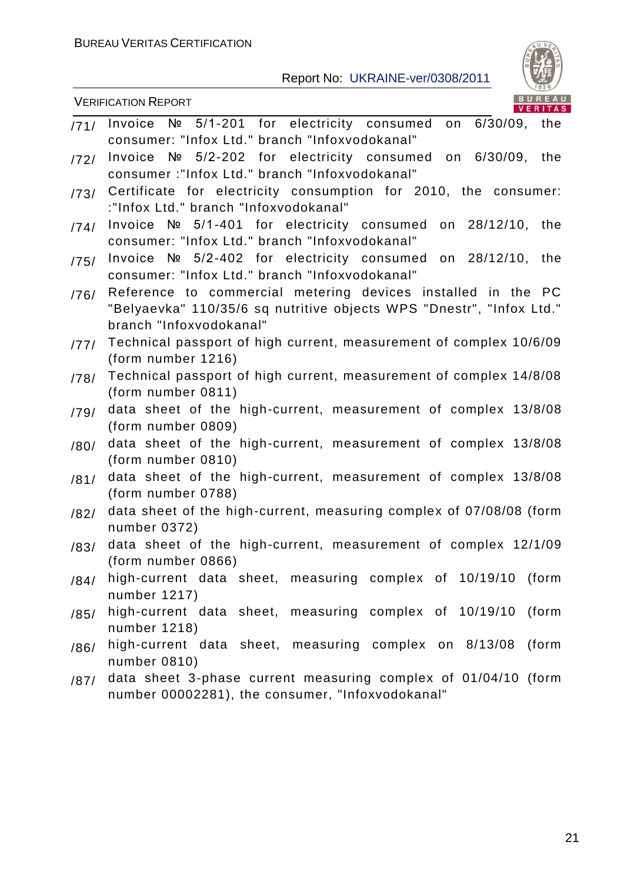/71/ Invoice № 5/1-201 for electricity consumed on 6/30/09, the consumer: "Infox Ltd." branch "Infoxvodokanal"

/72/ Invoice № 5/2-202 for electricity consumed on 6/30/09, the consumer :"Infox Ltd." branch "Infoxvodokanal"

/73/ Certificate for electricity consumption for 2010, the consumer: :"Infox Ltd." branch "Infoxvodokanal"

/74/ Invoice № 5/1-401 for electricity consumed on 28/12/10, the consumer: "Infox Ltd." branch "Infoxvodokanal"

/75/ Invoice № 5/2-402 for electricity consumed on 28/12/10, the consumer: "Infox Ltd." branch "Infoxvodokanal"

/76/ Reference to commercial metering devices installed in the PC "Belyaevka" 110/35/6 sq nutritive objects WPS "Dnestr", "Infox Ltd." branch "Infoxvodokanal"

/77/ Technical passport of high current, measurement of complex 10/6/09 (form number 1216)

/78/ Technical passport of high current, measurement of complex 14/8/08 (form number 0811)

/79/ data sheet of the high-current, measurement of complex 13/8/08 (form number 0809)

/80/ data sheet of the high-current, measurement of complex 13/8/08 (form number 0810)

/81/ data sheet of the high-current, measurement of complex 13/8/08 (form number 0788)

/82/ data sheet of the high-current, measuring complex of 07/08/08 (form number 0372)

/83/ data sheet of the high-current, measurement of complex 12/1/09 (form number 0866)

/84/ high-current data sheet, measuring complex of 10/19/10 (form number 1217)

/85/ high-current data sheet, measuring complex of 10/19/10 (form number 1218)

/86/ high-current data sheet, measuring complex on 8/13/08 (form number 0810)

/87/ data sheet 3-phase current measuring complex of 01/04/10 (form number 00002281), the consumer, "Infoxvodokanal"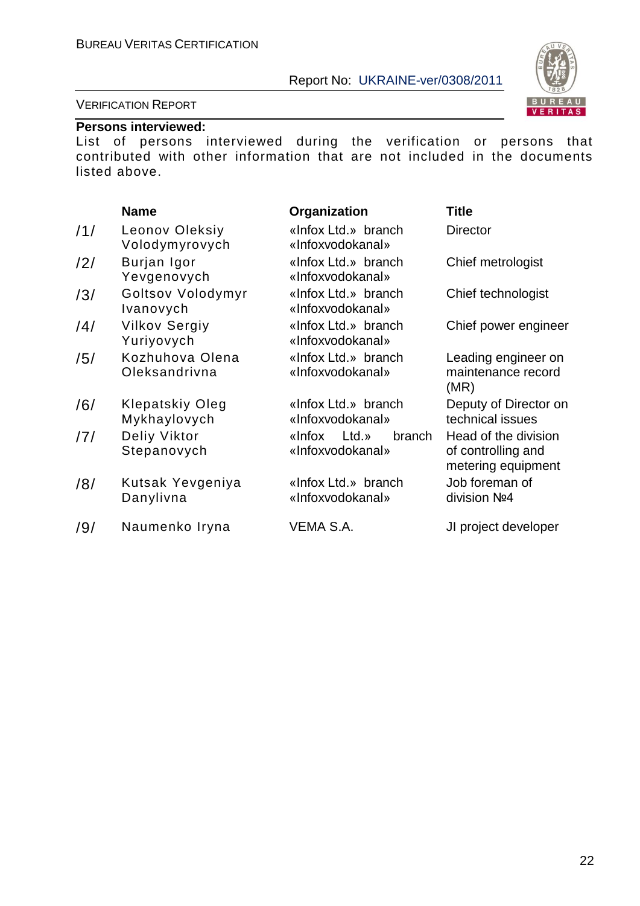**Persons interviewed:**

List of persons interviewed during the verification or persons that contributed with other information that are not included in the documents listed above.

| | Name | Organization | Title |
|---|---|---|---|
| /1/ | Leonov Oleksiy Volodymyrovych | «Infox Ltd.» branch «Infoxvodokanal» | Director |
| /2/ | Burjan Igor Yevgenovych | «Infox Ltd.» branch «Infoxvodokanal» | Chief metrologist |
| /3/ | Goltsov Volodymyr Ivanovych | «Infox Ltd.» branch «Infoxvodokanal» | Chief technologist |
| /4/ | Vilkov Sergiy Yuriyovych | «Infox Ltd.» branch «Infoxvodokanal» | Chief power engineer |
| /5/ | Kozhuhova Olena Oleksandrivna | «Infox Ltd.» branch «Infoxvodokanal» | Leading engineer on maintenance record (MR) |
| /6/ | Klepatskiy Oleg Mykhaylovych | «Infox Ltd.» branch «Infoxvodokanal» | Deputy of Director on technical issues |
| /7/ | Deliy Viktor Stepanovych | «Infox Ltd.» branch «Infoxvodokanal» | Head of the division of controlling and metering equipment |
| /8/ | Kutsak Yevgeniya Danylivna | «Infox Ltd.» branch «Infoxvodokanal» | Job foreman of division №4 |
| /9/ | Naumenko Iryna | VEMA S.A. | JI project developer |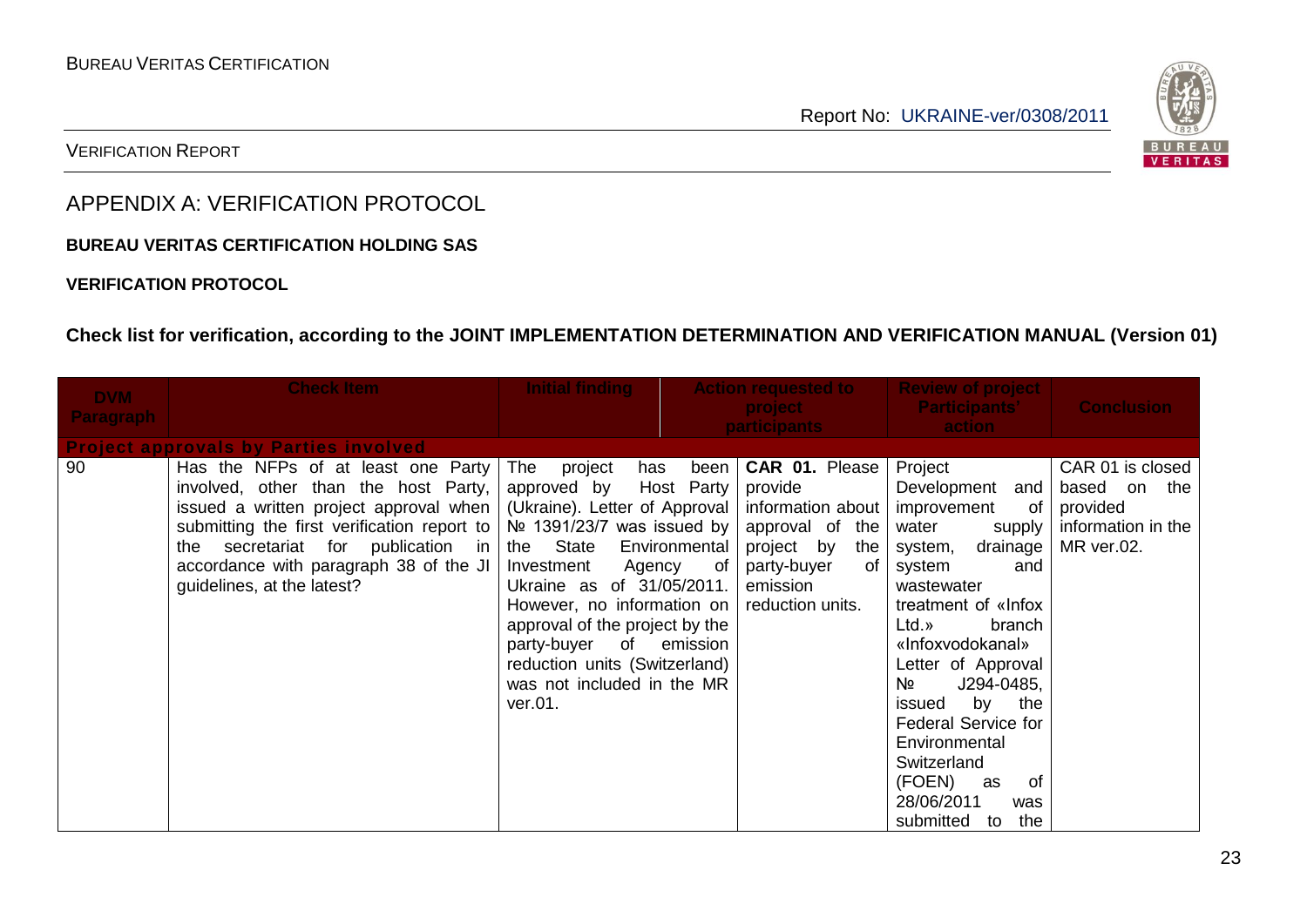## APPENDIX A: VERIFICATION PROTOCOL

**BUREAU VERITAS CERTIFICATION HOLDING SAS**

**VERIFICATION PROTOCOL**

**Check list for verification, according to the JOINT IMPLEMENTATION DETERMINATION AND VERIFICATION MANUAL (Version 01)**

| DVM Paragraph | Check Item | Initial finding | Action requested to project participants | Review of project Participants' action | Conclusion |
|---|---|---|---|---|---|
| ***Project approvals by Parties involved*** | | | | | |
| 90 | Has the NFPs of at least one Party involved, other than the host Party, issued a written project approval when submitting the first verification report to the secretariat for publication in accordance with paragraph 38 of the JI guidelines, at the latest? | The project has been approved by Host Party (Ukraine). Letter of Approval № 1391/23/7 was issued by the State Environmental Investment Agency of Ukraine as of 31/05/2011. However, no information on approval of the project by the party-buyer of emission reduction units (Switzerland) was not included in the MR ver.01. | **CAR 01.** Please provide information about approval of the project by the party-buyer of emission reduction units. | Project Development and improvement of water supply system, drainage system and wastewater treatment of «Infox Ltd.» branch «Infoxvodokanal» Letter of Approval № J294-0485, issued by the Federal Service for Environmental Switzerland (FOEN) as of 28/06/2011 was submitted to the | CAR 01 is closed based on the provided information in the MR ver.02. |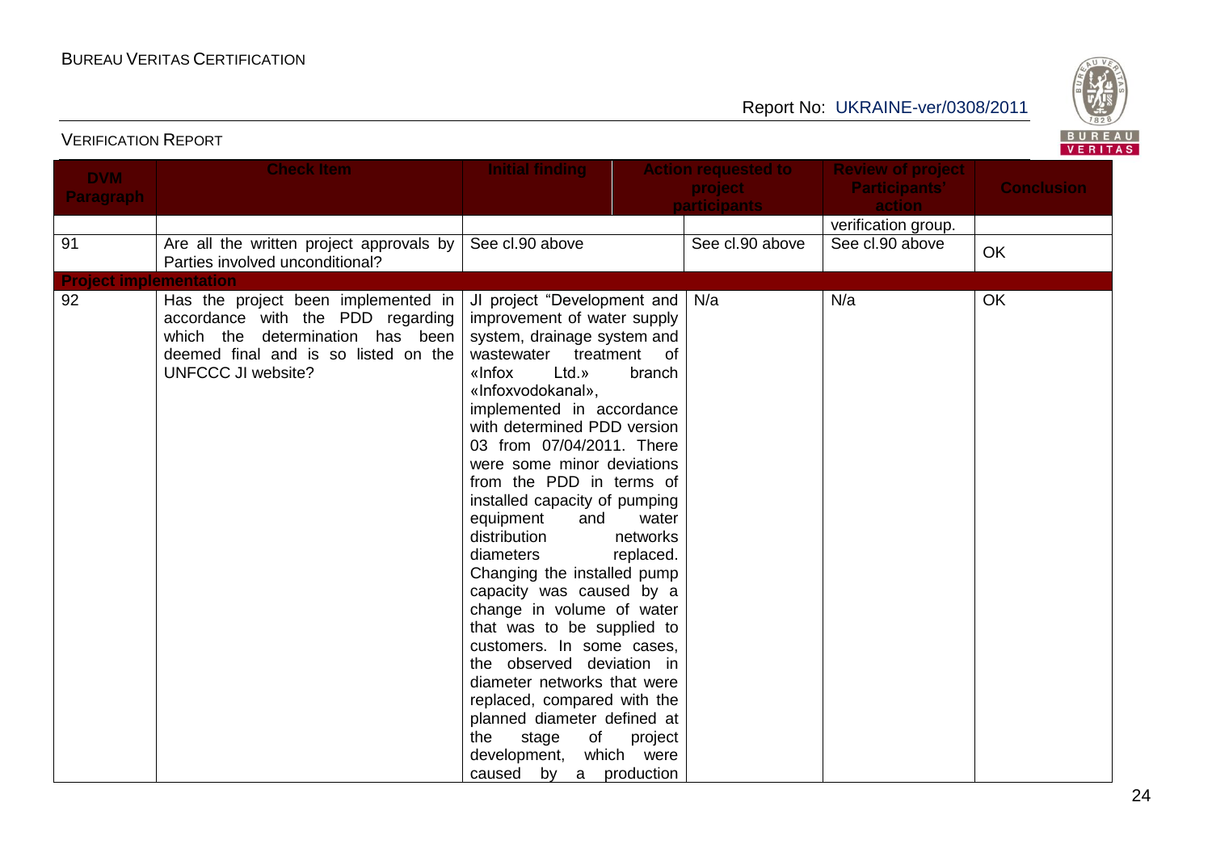| DVM Paragraph | Check Item | Initial finding | Action requested to project participants | Review of project Participants' action | Conclusion |
|---|---|---|---|---|---|
| | | | | verification group. | |
| 91 | Are all the written project approvals by Parties involved unconditional? | See cl.90 above | See cl.90 above | See cl.90 above | OK |
| **Project implementation** | | | | | |
| 92 | Has the project been implemented in accordance with the PDD regarding which the determination has been deemed final and is so listed on the UNFCCC JI website? | JI project "Development and improvement of water supply system, drainage system and wastewater treatment of «Infox Ltd.» branch «Infoxvodokanal», implemented in accordance with determined PDD version 03 from 07/04/2011. There were some minor deviations from the PDD in terms of installed capacity of pumping equipment and water distribution networks diameters replaced. Changing the installed pump capacity was caused by a change in volume of water that was to be supplied to customers. In some cases, the observed deviation in diameter networks that were replaced, compared with the planned diameter defined at the stage of project development, which were caused by a production | N/a | N/a | OK |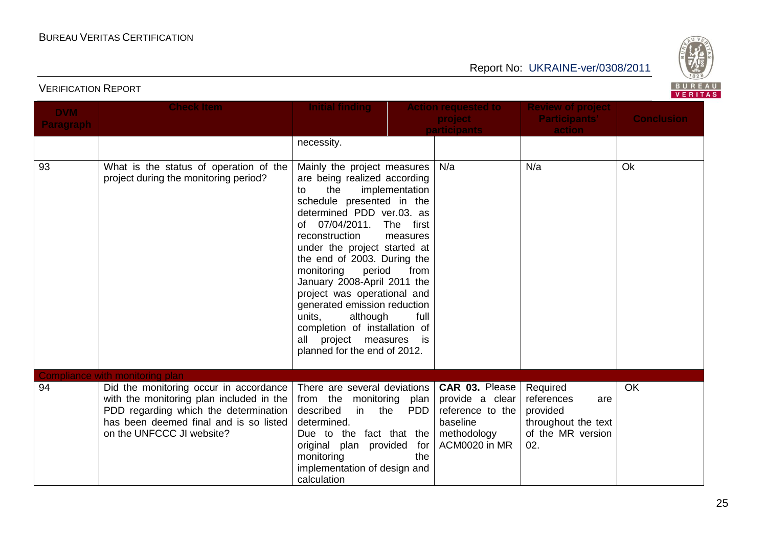| DVM Paragraph | Check Item | Initial finding | Action requested to project participants | Review of project Participants' action | Conclusion |
|---|---|---|---|---|---|
| | | necessity. | | | |
| 93 | What is the status of operation of the project during the monitoring period? | Mainly the project measures are being realized according to the implementation schedule presented in the determined PDD ver.03. as of 07/04/2011. The first reconstruction measures under the project started at the end of 2003. During the monitoring period from January 2008-April 2011 the project was operational and generated emission reduction units, although full completion of installation of all project measures is planned for the end of 2012. | N/a | N/a | Ok |
| Compliance with monitoring plan | | | | | |
| 94 | Did the monitoring occur in accordance with the monitoring plan included in the PDD regarding which the determination has been deemed final and is so listed on the UNFCCC JI website? | There are several deviations from the monitoring plan described in the PDD determined.<br>Due to the fact that the original plan provided for monitoring the implementation of design and calculation | **CAR 03.** Please provide a clear reference to the baseline methodology ACM0020 in MR | Required references are provided throughout the text of the MR version 02. | OK |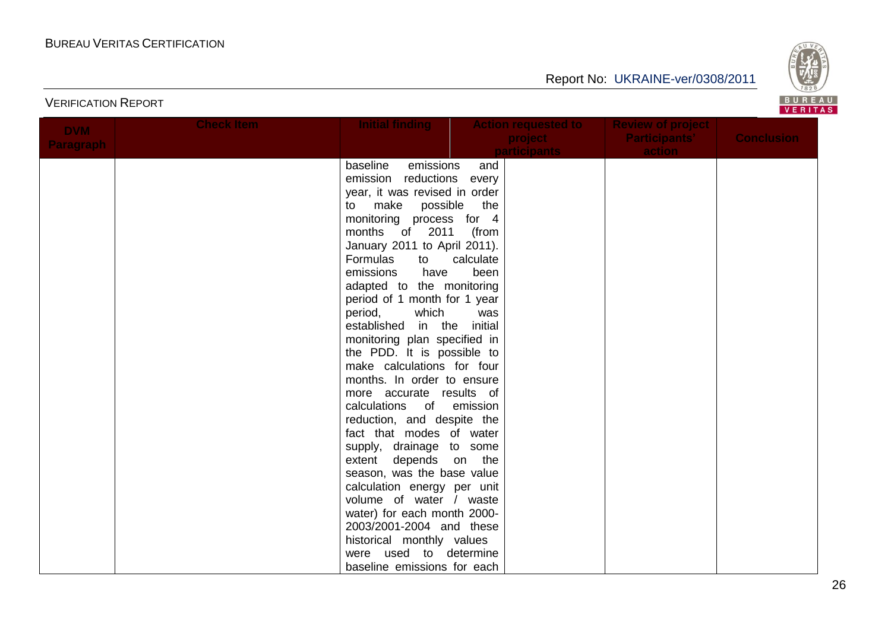| DVM Paragraph | Check Item | Initial finding | Action requested to project participants | Review of project Participants' action | Conclusion |
|---|---|---|---|---|---|
| | | baseline emissions and emission reductions every year, it was revised in order to make possible the monitoring process for 4 months of 2011 (from January 2011 to April 2011). Formulas to calculate emissions have been adapted to the monitoring period of 1 month for 1 year period, which was established in the initial monitoring plan specified in the PDD. It is possible to make calculations for four months. In order to ensure more accurate results of calculations of emission reduction, and despite the fact that modes of water supply, drainage to some extent depends on the season, was the base value calculation energy per unit volume of water / waste water) for each month 2000-2003/2001-2004 and these historical monthly values were used to determine baseline emissions for each | | | |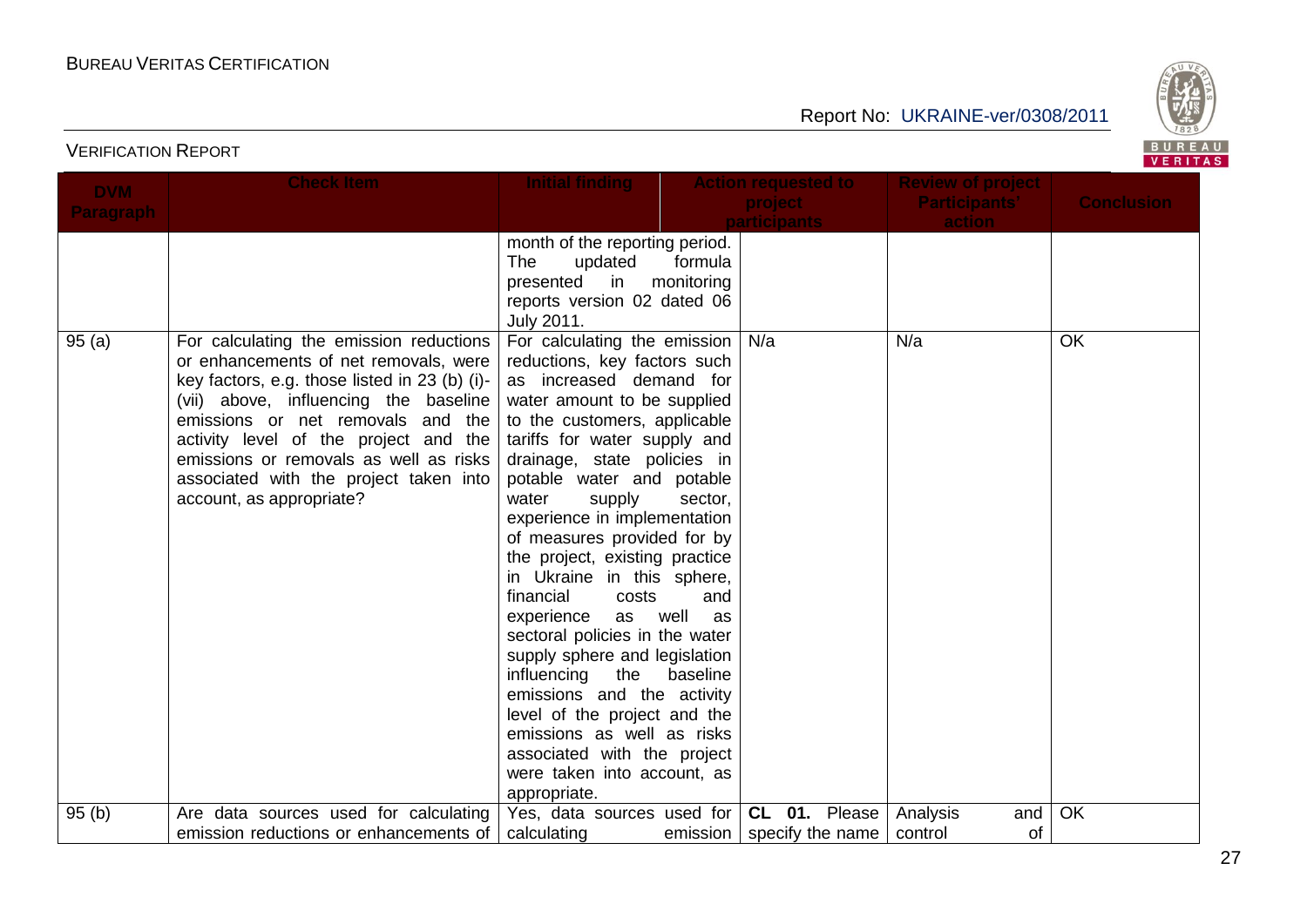| DVM Paragraph | Check Item | Initial finding | Action requested to project participants | Review of project Participants' action | Conclusion |
|---|---|---|---|---|---|
| | | month of the reporting period. The updated formula presented in monitoring reports version 02 dated 06 July 2011. | | | |
| 95 (a) | For calculating the emission reductions or enhancements of net removals, were key factors, e.g. those listed in 23 (b) (i)-(vii) above, influencing the baseline emissions or net removals and the activity level of the project and the emissions or removals as well as risks associated with the project taken into account, as appropriate? | For calculating the emission reductions, key factors such as increased demand for water amount to be supplied to the customers, applicable tariffs for water supply and drainage, state policies in potable water and potable water supply sector, experience in implementation of measures provided for by the project, existing practice in Ukraine in this sphere, financial costs and experience as well as sectoral policies in the water supply sphere and legislation influencing the baseline emissions and the activity level of the project and the emissions as well as risks associated with the project were taken into account, as appropriate. | N/a | N/a | OK |
| 95 (b) | Are data sources used for calculating emission reductions or enhancements of | Yes, data sources used for calculating emission | **CL 01.** Please specify the name | Analysis and control of | OK |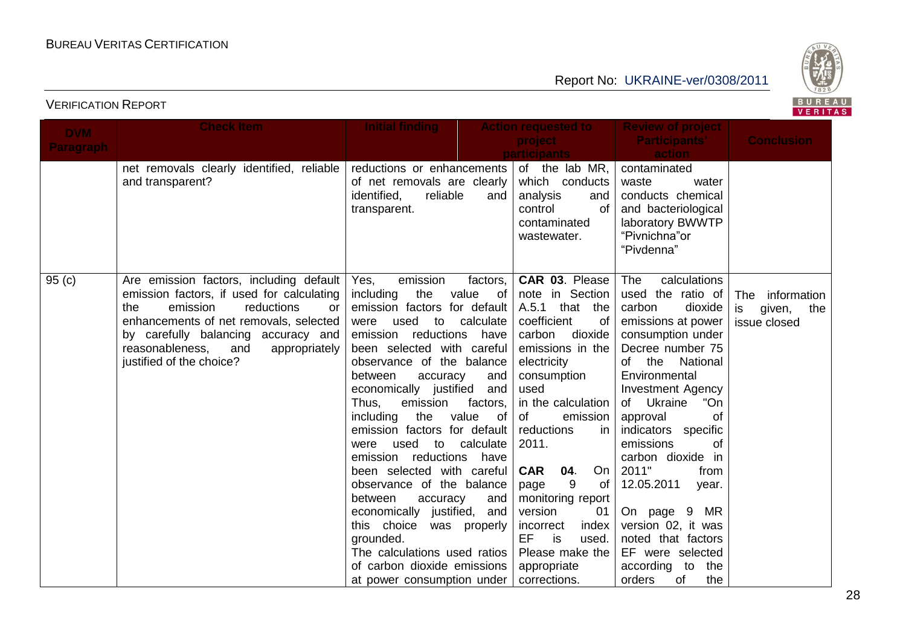| DVM Paragraph | Check Item | Initial finding | Action requested to project participants | Review of project Participants' action | Conclusion |
|---|---|---|---|---|---|
| | net removals clearly identified, reliable and transparent? | reductions or enhancements of net removals are clearly identified, reliable and transparent. | of the lab MR, which conducts analysis and control of contaminated wastewater. | contaminated waste water conducts chemical and bacteriological laboratory BWWTP "Pivnichna"or "Pivdenna" | |
| 95 (c) | Are emission factors, including default emission factors, if used for calculating the emission reductions or enhancements of net removals, selected by carefully balancing accuracy and reasonableness, and appropriately justified of the choice? | Yes, emission factors, including the value of emission factors for default were used to calculate emission reductions have been selected with careful observance of the balance between accuracy and economically justified and Thus, emission factors, including the value of emission factors for default were used to calculate emission reductions have been selected with careful observance of the balance between accuracy and economically justified, and this choice was properly grounded.<br>The calculations used ratios of carbon dioxide emissions at power consumption under | **CAR 03**. Please note in Section A.5.1 that the coefficient of carbon dioxide emissions in the electricity consumption used in the calculation of emission reductions in 2011.<br><br>**CAR 04**. On page 9 of monitoring report version 01 incorrect index EF is used. Please make the appropriate corrections. | The calculations used the ratio of carbon dioxide emissions at power consumption under Decree number 75 of the National Environmental Investment Agency of Ukraine "On approval of indicators specific emissions of carbon dioxide in 2011" from 12.05.2011 year.<br><br>On page 9 MR version 02, it was noted that factors EF were selected according to the orders of the | The information is given, the issue closed |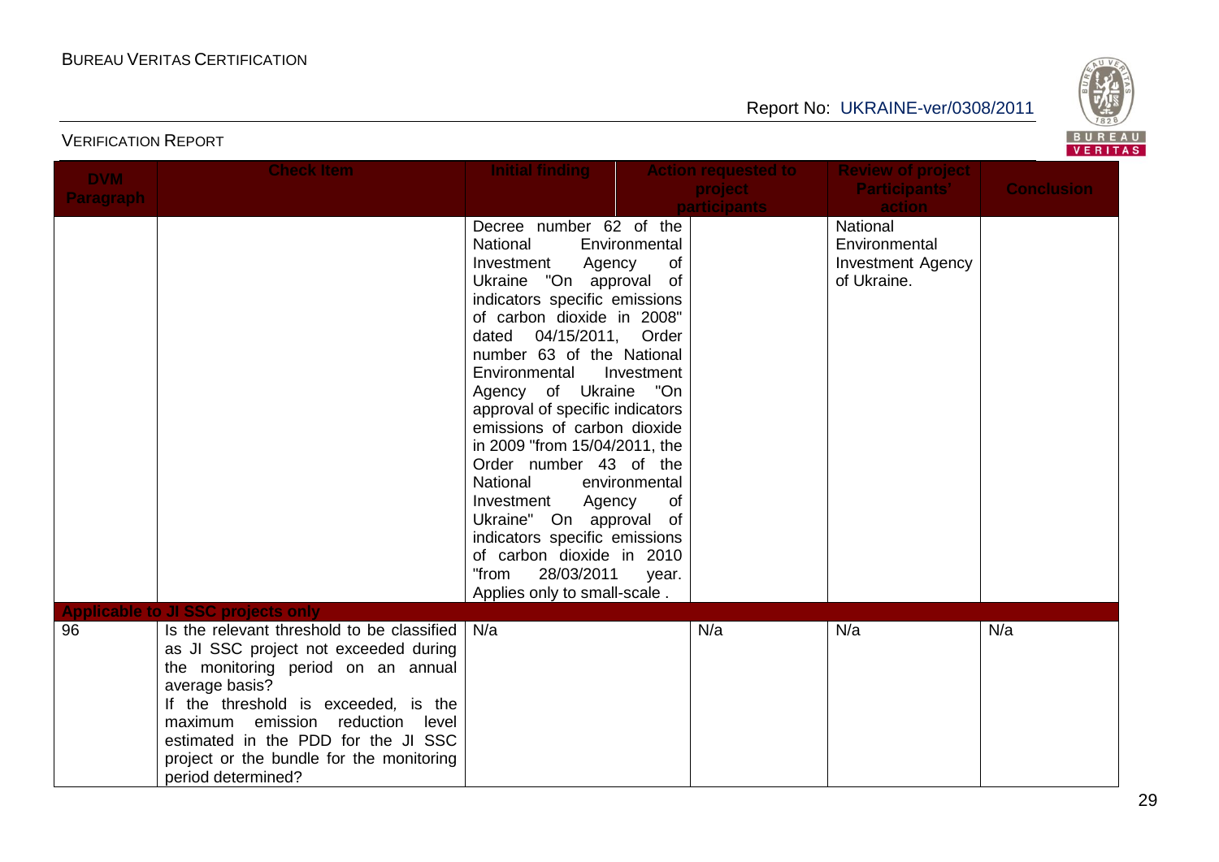| DVM Paragraph | Check Item | Initial finding | Action requested to project participants | Review of project Participants' action | Conclusion |
|---|---|---|---|---|---|
| | | Decree number 62 of the National Environmental Investment Agency of Ukraine "On approval of indicators specific emissions of carbon dioxide in 2008" dated 04/15/2011, Order number 63 of the National Environmental Investment Agency of Ukraine "On approval of specific indicators emissions of carbon dioxide in 2009 "from 15/04/2011, the Order number 43 of the National environmental Investment Agency of Ukraine" On approval of indicators specific emissions of carbon dioxide in 2010 "from 28/03/2011 year. Applies only to small-scale . | | National Environmental Investment Agency of Ukraine. | |
| **Applicable to JI SSC projects only** | | | | | |
| 96 | Is the relevant threshold to be classified as JI SSC project not exceeded during the monitoring period on an annual average basis? If the threshold is exceeded, is the maximum emission reduction level estimated in the PDD for the JI SSC project or the bundle for the monitoring period determined? | N/a | N/a | N/a | N/a |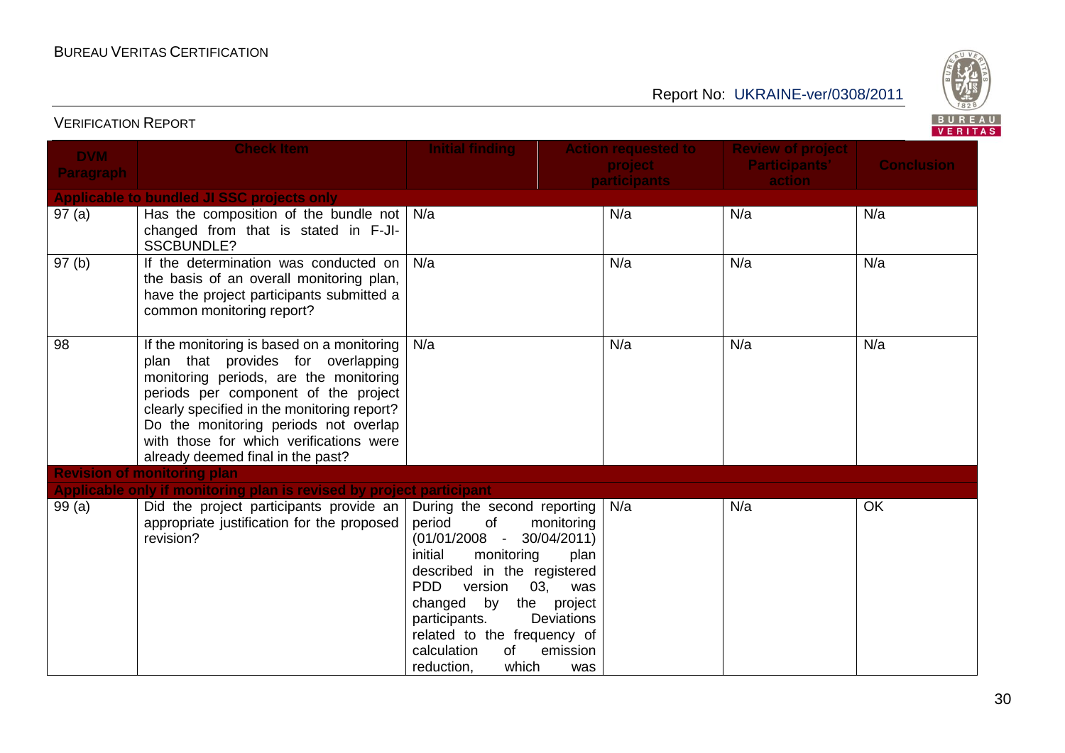| DVM Paragraph | Check Item | Initial finding | Action requested to project participants | Review of project Participants' action | Conclusion |
|---|---|---|---|---|---|
| **Applicable to bundled JI SSC projects only** | | | | | |
| 97 (a) | Has the composition of the bundle not changed from that is stated in F-JI-SSCBUNDLE? | N/a | N/a | N/a | N/a |
| 97 (b) | If the determination was conducted on the basis of an overall monitoring plan, have the project participants submitted a common monitoring report? | N/a | N/a | N/a | N/a |
| 98 | If the monitoring is based on a monitoring plan that provides for overlapping monitoring periods, are the monitoring periods per component of the project clearly specified in the monitoring report? Do the monitoring periods not overlap with those for which verifications were already deemed final in the past? | N/a | N/a | N/a | N/a |
| **Revision of monitoring plan** | | | | | |
| **Applicable only if monitoring plan is revised by project participant** | | | | | |
| 99 (a) | Did the project participants provide an appropriate justification for the proposed revision? | During the second reporting period of monitoring (01/01/2008 - 30/04/2011) initial monitoring plan described in the registered PDD version 03, was changed by the project participants. Deviations related to the frequency of calculation of emission reduction, which was | N/a | N/a | OK |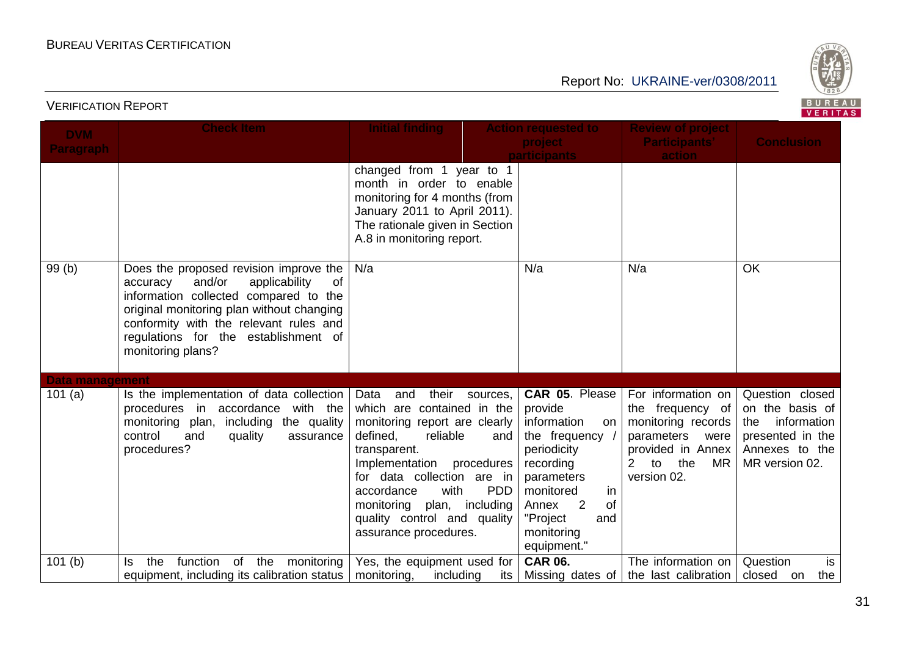| DVM Paragraph | Check Item | Initial finding | Action requested to project participants | Review of project Participants' action | Conclusion |
|---|---|---|---|---|---|
| | | changed from 1 year to 1 month in order to enable monitoring for 4 months (from January 2011 to April 2011). The rationale given in Section A.8 in monitoring report. | | | |
| 99 (b) | Does the proposed revision improve the accuracy and/or applicability of information collected compared to the original monitoring plan without changing conformity with the relevant rules and regulations for the establishment of monitoring plans? | N/a | N/a | N/a | OK |
| **Data management** | | | | | |
| 101 (a) | Is the implementation of data collection procedures in accordance with the monitoring plan, including the quality control and quality assurance procedures? | Data and their sources, which are contained in the monitoring report are clearly defined, reliable and transparent. Implementation procedures for data collection are in accordance with PDD monitoring plan, including quality control and quality assurance procedures. | **CAR 05**. Please provide information on the frequency / periodicity recording parameters monitored in Annex 2 of "Project and monitoring equipment." | For information on the frequency of monitoring records parameters were provided in Annex 2 to the MR version 02. | Question closed on the basis of the information presented in the Annexes to the MR version 02. |
| 101 (b) | Is the function of the monitoring equipment, including its calibration status | Yes, the equipment used for monitoring, including its | **CAR 06.** Missing dates of | The information on the last calibration | Question is closed on the |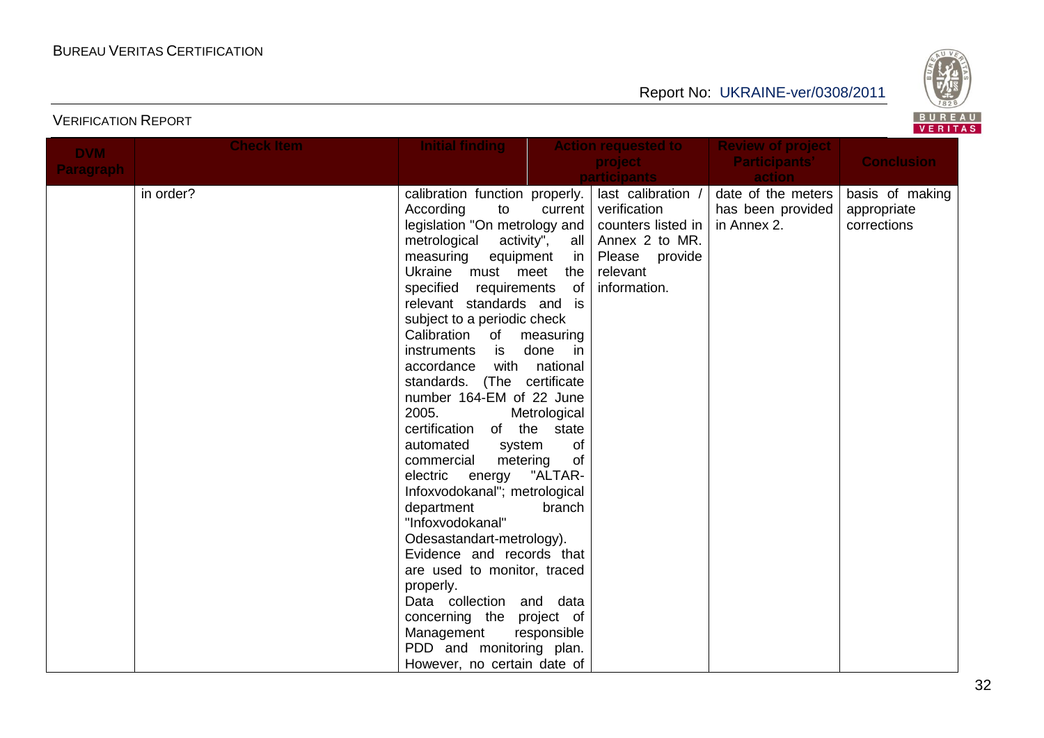| DVM Paragraph | Check Item | Initial finding | Action requested to project participants | Review of project Participants' action | Conclusion |
|---|---|---|---|---|---|
| | in order? | calibration function properly. According to current legislation "On metrology and metrological activity", all measuring equipment in Ukraine must meet the specified requirements of relevant standards and is subject to a periodic check Calibration of measuring instruments is done in accordance with national standards. (The certificate number 164-EM of 22 June 2005. Metrological certification of the state automated system of commercial metering of electric energy "ALTAR-Infoxvodokanal"; metrological department branch "Infoxvodokanal" Odesastandart-metrology). Evidence and records that are used to monitor, traced properly. Data collection and data concerning the project of Management responsible PDD and monitoring plan. However, no certain date of | last calibration / verification counters listed in Annex 2 to MR. Please provide relevant information. | date of the meters has been provided in Annex 2. | basis of making appropriate corrections |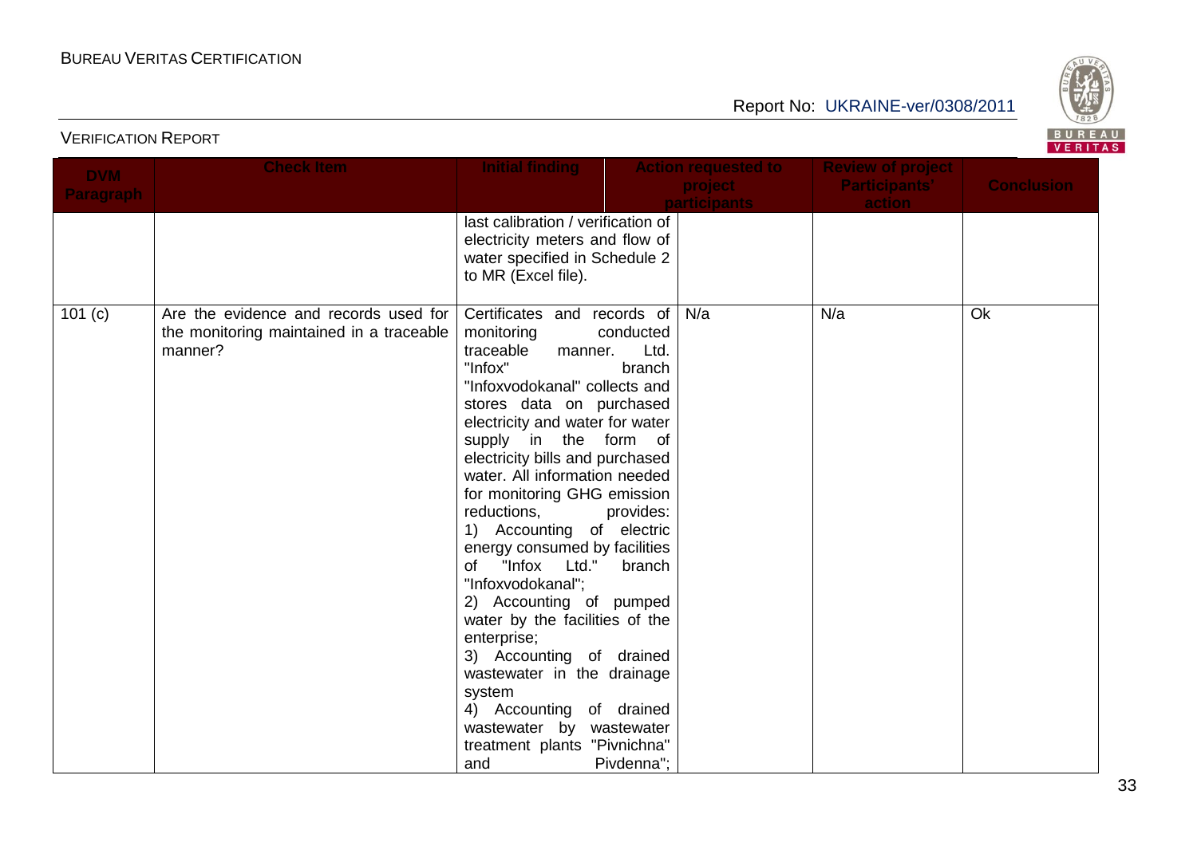| DVM Paragraph | Check Item | Initial finding | Action requested to project participants | Review of project Participants' action | Conclusion |
|---|---|---|---|---|---|
| | | last calibration / verification of electricity meters and flow of water specified in Schedule 2 to MR (Excel file). | | | |
| 101 (c) | Are the evidence and records used for the monitoring maintained in a traceable manner? | Certificates and records of monitoring conducted traceable manner. Ltd. "Infox" branch "Infoxvodokanal" collects and stores data on purchased electricity and water for water supply in the form of electricity bills and purchased water. All information needed for monitoring GHG emission reductions, provides:<br>1) Accounting of electric energy consumed by facilities of "Infox Ltd." branch "Infoxvodokanal";<br>2) Accounting of pumped water by the facilities of the enterprise;<br>3) Accounting of drained wastewater in the drainage system<br>4) Accounting of drained wastewater by wastewater treatment plants "Pivnichna" and Pivdenna"; | N/a | N/a | Ok |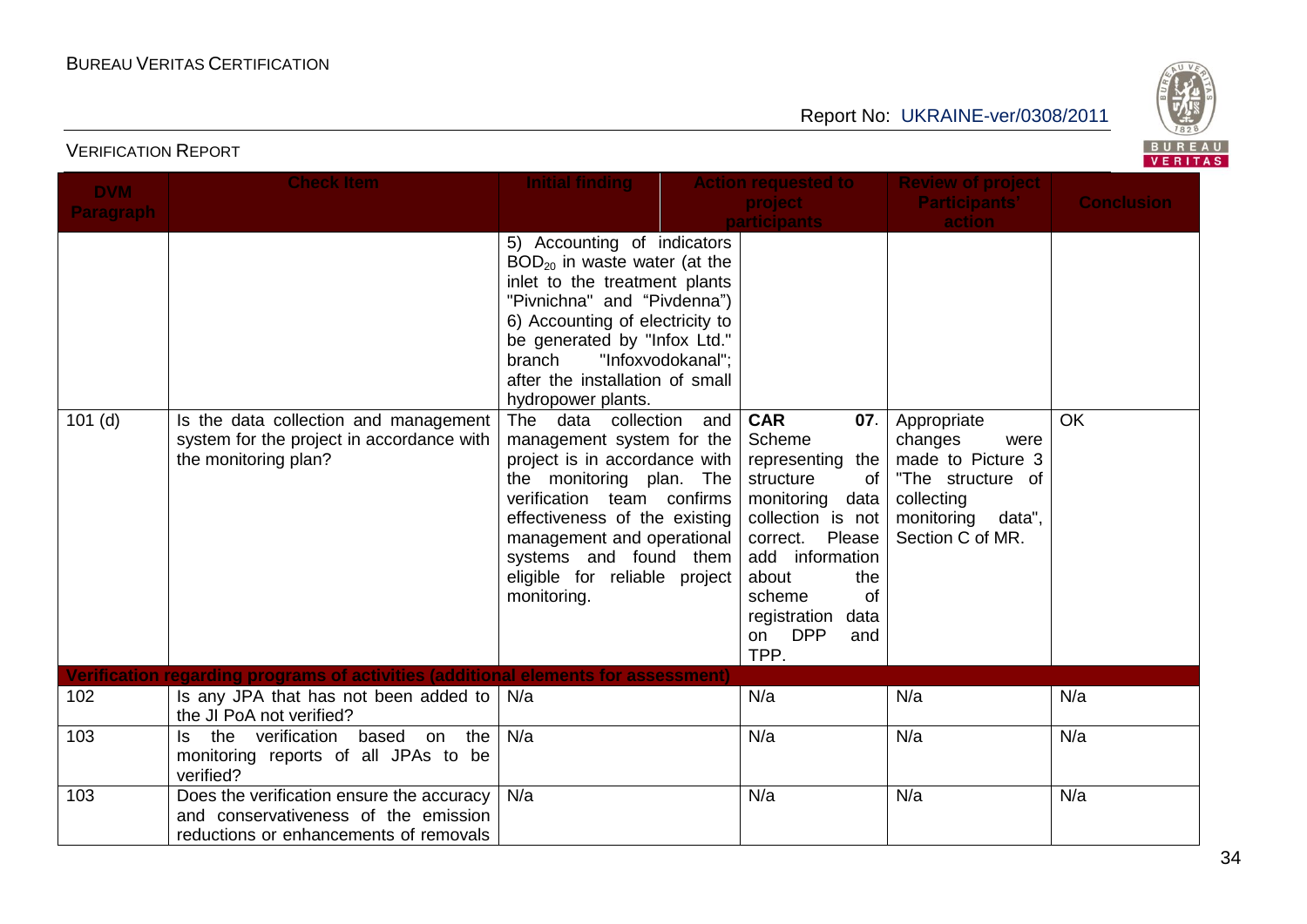| DVM Paragraph | Check Item | Initial finding | Action requested to project participants | Review of project Participants' action | Conclusion |
|---|---|---|---|---|---|
| | | 5) Accounting of indicators $BOD_{20}$ in waste water (at the inlet to the treatment plants "Pivnichna" and "Pivdenna") 6) Accounting of electricity to be generated by "Infox Ltd." branch "Infoxvodokanal"; after the installation of small hydropower plants. | | | |
| 101 (d) | Is the data collection and management system for the project in accordance with the monitoring plan? | The data collection and management system for the project is in accordance with the monitoring plan. The verification team confirms effectiveness of the existing management and operational systems and found them eligible for reliable project monitoring. | **CAR 07**. Scheme representing the structure of monitoring data collection is not correct. Please add information about the scheme of registration data on DPP and TPP. | Appropriate changes were made to Picture 3 "The structure of collecting monitoring data", Section C of MR. | OK |
| **Verification regarding programs of activities (additional elements for assessment)** | | | | | |
| 102 | Is any JPA that has not been added to the JI PoA not verified? | N/a | N/a | N/a | N/a |
| 103 | Is the verification based on the monitoring reports of all JPAs to be verified? | N/a | N/a | N/a | N/a |
| 103 | Does the verification ensure the accuracy and conservativeness of the emission reductions or enhancements of removals | N/a | N/a | N/a | N/a |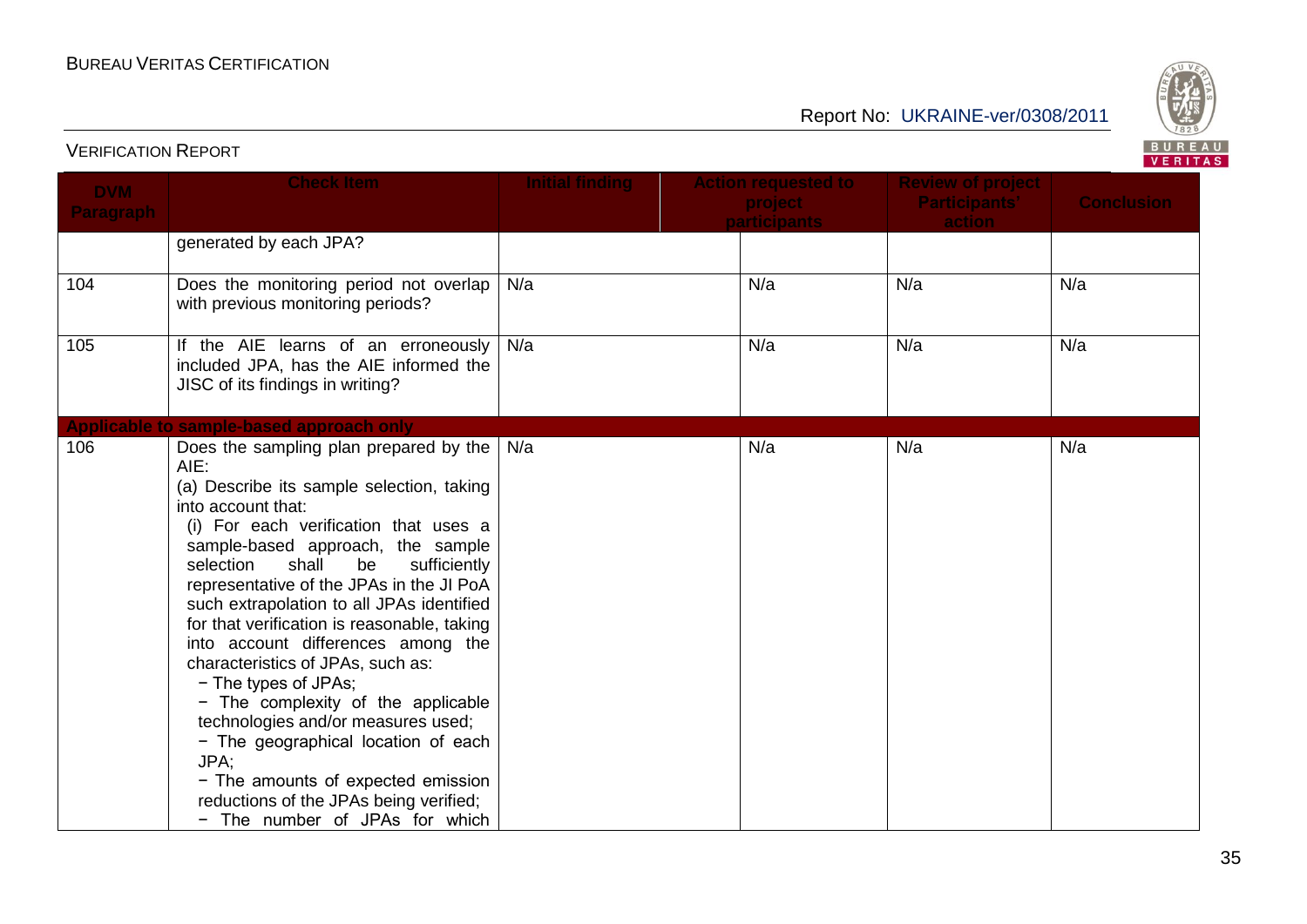| DVM Paragraph | Check Item | Initial finding | Action requested to project participants | Review of project Participants' action | Conclusion |
|---|---|---|---|---|---|
| | generated by each JPA? | | | | |
| 104 | Does the monitoring period not overlap with previous monitoring periods? | N/a | N/a | N/a | N/a |
| 105 | If the AIE learns of an erroneously included JPA, has the AIE informed the JISC of its findings in writing? | N/a | N/a | N/a | N/a |
| **Applicable to sample-based approach only** | | | | | |
| 106 | Does the sampling plan prepared by the AIE:<br>(a) Describe its sample selection, taking into account that:<br>(i) For each verification that uses a sample-based approach, the sample selection shall be sufficiently representative of the JPAs in the JI PoA such extrapolation to all JPAs identified for that verification is reasonable, taking into account differences among the characteristics of JPAs, such as:<br>− The types of JPAs;<br>− The complexity of the applicable technologies and/or measures used;<br>− The geographical location of each JPA;<br>− The amounts of expected emission reductions of the JPAs being verified;<br>− The number of JPAs for which | N/a | N/a | N/a | N/a |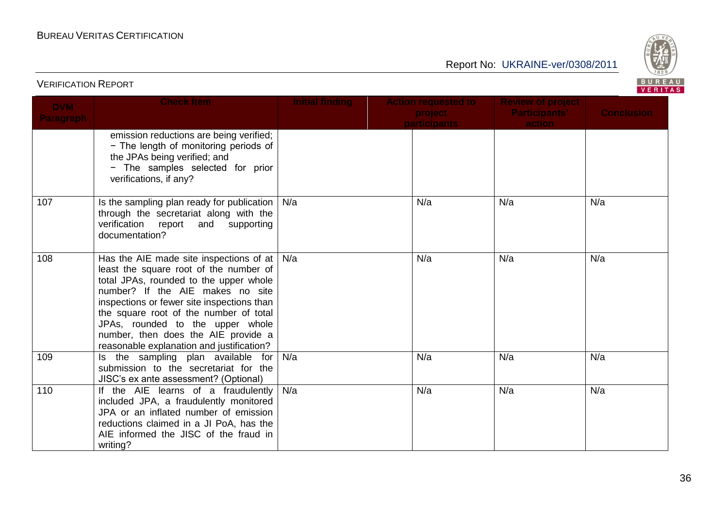| DVM Paragraph | Check Item | Initial finding | Action requested to project participants | Review of project Participants' action | Conclusion |
|---|---|---|---|---|---|
| | emission reductions are being verified;<br>− The length of monitoring periods of the JPAs being verified; and<br>− The samples selected for prior verifications, if any? | | | | |
| 107 | Is the sampling plan ready for publication through the secretariat along with the verification report and supporting documentation? | N/a | N/a | N/a | N/a |
| 108 | Has the AIE made site inspections of at least the square root of the number of total JPAs, rounded to the upper whole number? If the AIE makes no site inspections or fewer site inspections than the square root of the number of total JPAs, rounded to the upper whole number, then does the AIE provide a reasonable explanation and justification? | N/a | N/a | N/a | N/a |
| 109 | Is the sampling plan available for submission to the secretariat for the JISC's ex ante assessment? (Optional) | N/a | N/a | N/a | N/a |
| 110 | If the AIE learns of a fraudulently included JPA, a fraudulently monitored JPA or an inflated number of emission reductions claimed in a JI PoA, has the AIE informed the JISC of the fraud in writing? | N/a | N/a | N/a | N/a |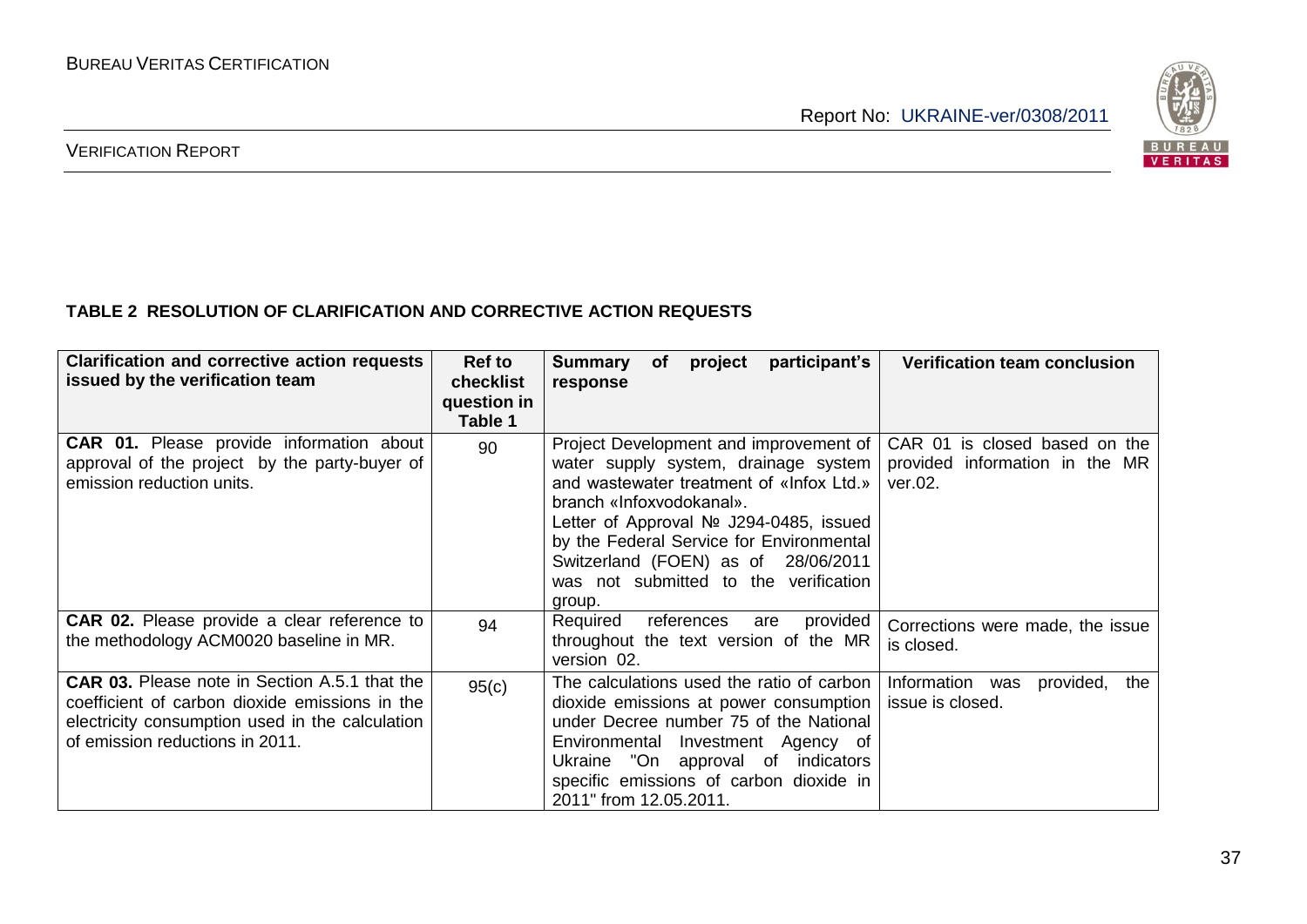**TABLE 2 RESOLUTION OF CLARIFICATION AND CORRECTIVE ACTION REQUESTS**

| Clarification and corrective action requests issued by the verification team | Ref to checklist question in Table 1 | Summary of project participant's response | Verification team conclusion |
|---|---|---|---|
| **CAR 01.** Please provide information about approval of the project by the party-buyer of emission reduction units. | 90 | Project Development and improvement of water supply system, drainage system and wastewater treatment of «Infox Ltd.» branch «Infoxvodokanal». Letter of Approval № J294-0485, issued by the Federal Service for Environmental Switzerland (FOEN) as of 28/06/2011 was not submitted to the verification group. | CAR 01 is closed based on the provided information in the MR ver.02. |
| **CAR 02.** Please provide a clear reference to the methodology ACM0020 baseline in MR. | 94 | Required references are provided throughout the text version of the MR version 02. | Corrections were made, the issue is closed. |
| **CAR 03.** Please note in Section A.5.1 that the coefficient of carbon dioxide emissions in the electricity consumption used in the calculation of emission reductions in 2011. | 95(c) | The calculations used the ratio of carbon dioxide emissions at power consumption under Decree number 75 of the National Environmental Investment Agency of Ukraine "On approval of indicators specific emissions of carbon dioxide in 2011" from 12.05.2011. | Information was provided, the issue is closed. |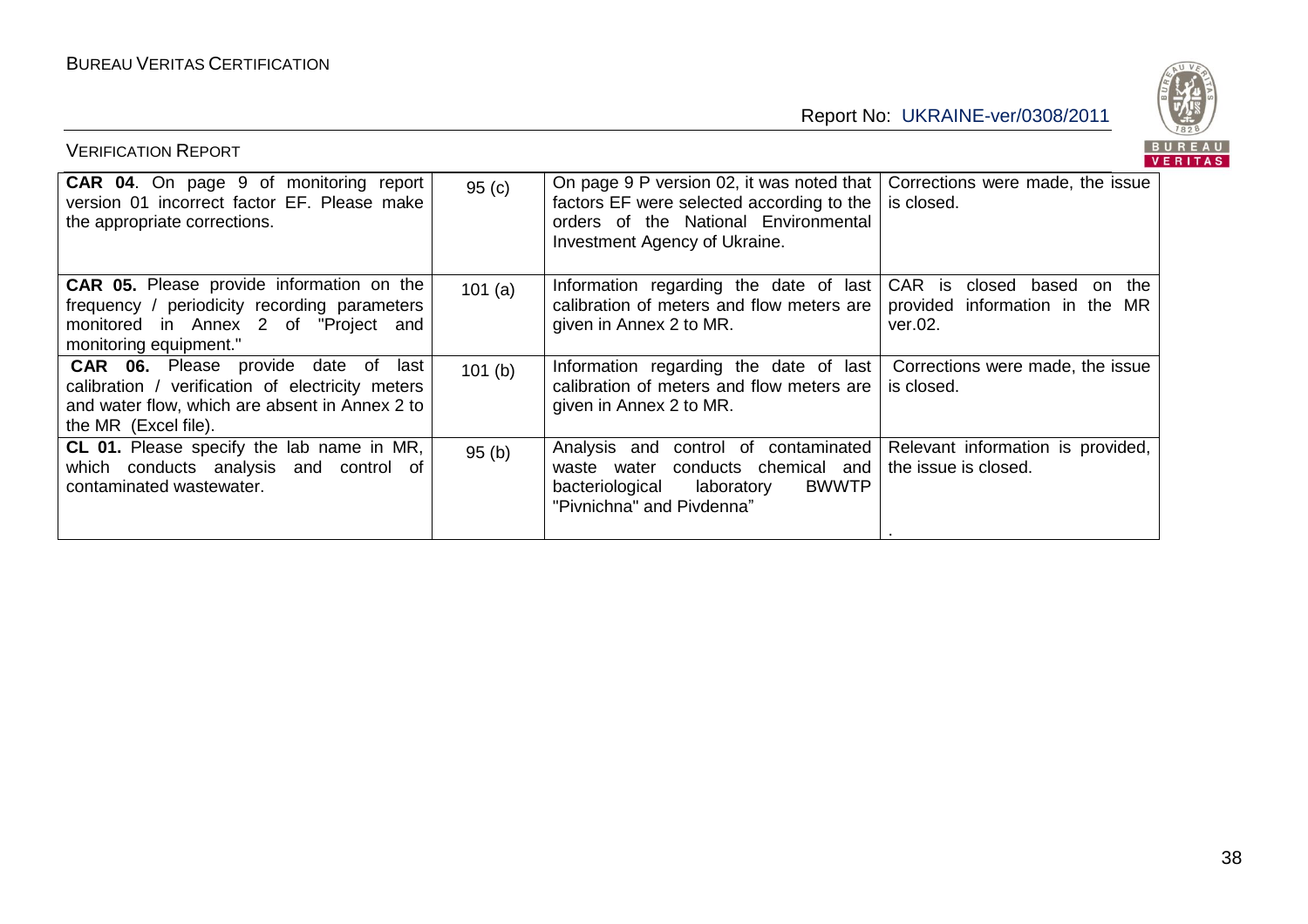| | | | |
|---|---|---|---|
| **CAR 04**. On page 9 of monitoring report version 01 incorrect factor EF. Please make the appropriate corrections. | 95 (c) | On page 9 P version 02, it was noted that factors EF were selected according to the orders of the National Environmental Investment Agency of Ukraine. | Corrections were made, the issue is closed. |
| **CAR 05.** Please provide information on the frequency / periodicity recording parameters monitored in Annex 2 of "Project and monitoring equipment." | 101 (a) | Information regarding the date of last calibration of meters and flow meters are given in Annex 2 to MR. | CAR is closed based on the provided information in the MR ver.02. |
| **CAR 06.** Please provide date of last calibration / verification of electricity meters and water flow, which are absent in Annex 2 to the MR (Excel file). | 101 (b) | Information regarding the date of last calibration of meters and flow meters are given in Annex 2 to MR. | Corrections were made, the issue is closed. |
| **CL 01.** Please specify the lab name in MR, which conducts analysis and control of contaminated wastewater. | 95 (b) | Analysis and control of contaminated waste water conducts chemical and bacteriological laboratory BWWTP "Pivnichna" and Pivdenna" | Relevant information is provided, the issue is closed. . |